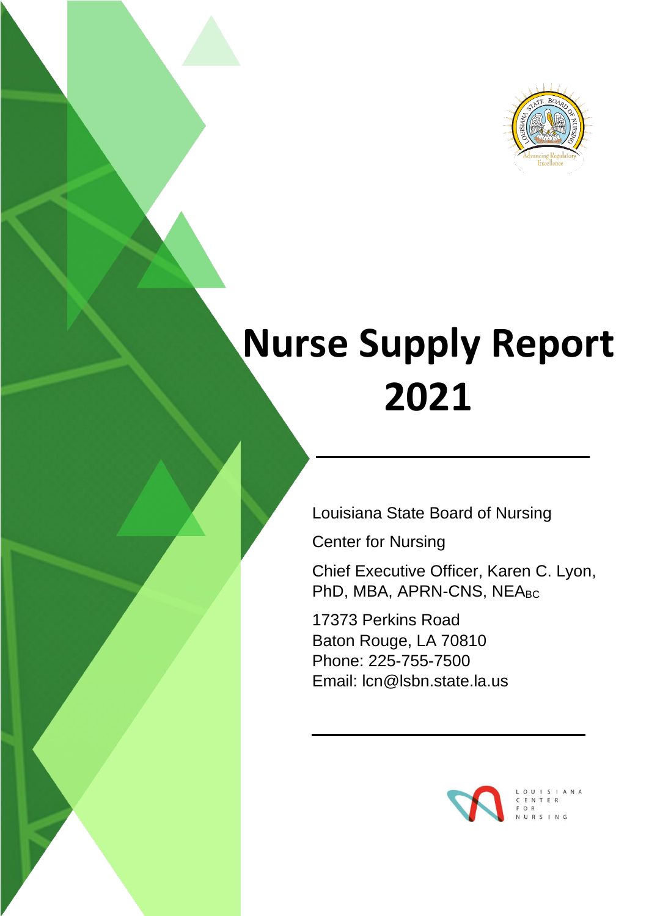# Nurse Supply Report 2021

Louisiana State Board of Nursing

Center for Nursing

Chief Executive Officer, Karen C. Lyon, PhD, MBA, APRN-CNS, NEA$_{BC}$

17373 Perkins Road
Baton Rouge, LA 70810
Phone: 225-755-7500
Email: lcn@lsbn.state.la.us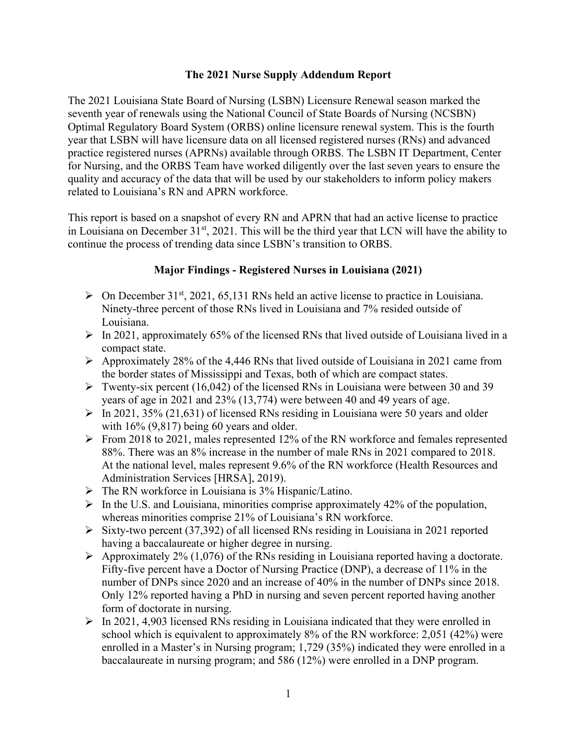# The 2021 Nurse Supply Addendum Report

The 2021 Louisiana State Board of Nursing (LSBN) Licensure Renewal season marked the seventh year of renewals using the National Council of State Boards of Nursing (NCSBN) Optimal Regulatory Board System (ORBS) online licensure renewal system. This is the fourth year that LSBN will have licensure data on all licensed registered nurses (RNs) and advanced practice registered nurses (APRNs) available through ORBS. The LSBN IT Department, Center for Nursing, and the ORBS Team have worked diligently over the last seven years to ensure the quality and accuracy of the data that will be used by our stakeholders to inform policy makers related to Louisiana's RN and APRN workforce.

This report is based on a snapshot of every RN and APRN that had an active license to practice in Louisiana on December 31st, 2021. This will be the third year that LCN will have the ability to continue the process of trending data since LSBN's transition to ORBS.

## Major Findings - Registered Nurses in Louisiana (2021)

- On December 31st, 2021, 65,131 RNs held an active license to practice in Louisiana. Ninety-three percent of those RNs lived in Louisiana and 7% resided outside of Louisiana.
- In 2021, approximately 65% of the licensed RNs that lived outside of Louisiana lived in a compact state.
- Approximately 28% of the 4,446 RNs that lived outside of Louisiana in 2021 came from the border states of Mississippi and Texas, both of which are compact states.
- Twenty-six percent (16,042) of the licensed RNs in Louisiana were between 30 and 39 years of age in 2021 and 23% (13,774) were between 40 and 49 years of age.
- In 2021, 35% (21,631) of licensed RNs residing in Louisiana were 50 years and older with 16% (9,817) being 60 years and older.
- From 2018 to 2021, males represented 12% of the RN workforce and females represented 88%. There was an 8% increase in the number of male RNs in 2021 compared to 2018. At the national level, males represent 9.6% of the RN workforce (Health Resources and Administration Services [HRSA], 2019).
- The RN workforce in Louisiana is 3% Hispanic/Latino.
- In the U.S. and Louisiana, minorities comprise approximately 42% of the population, whereas minorities comprise 21% of Louisiana's RN workforce.
- Sixty-two percent (37,392) of all licensed RNs residing in Louisiana in 2021 reported having a baccalaureate or higher degree in nursing.
- Approximately 2% (1,076) of the RNs residing in Louisiana reported having a doctorate. Fifty-five percent have a Doctor of Nursing Practice (DNP), a decrease of 11% in the number of DNPs since 2020 and an increase of 40% in the number of DNPs since 2018. Only 12% reported having a PhD in nursing and seven percent reported having another form of doctorate in nursing.
- In 2021, 4,903 licensed RNs residing in Louisiana indicated that they were enrolled in school which is equivalent to approximately 8% of the RN workforce: 2,051 (42%) were enrolled in a Master's in Nursing program; 1,729 (35%) indicated they were enrolled in a baccalaureate in nursing program; and 586 (12%) were enrolled in a DNP program.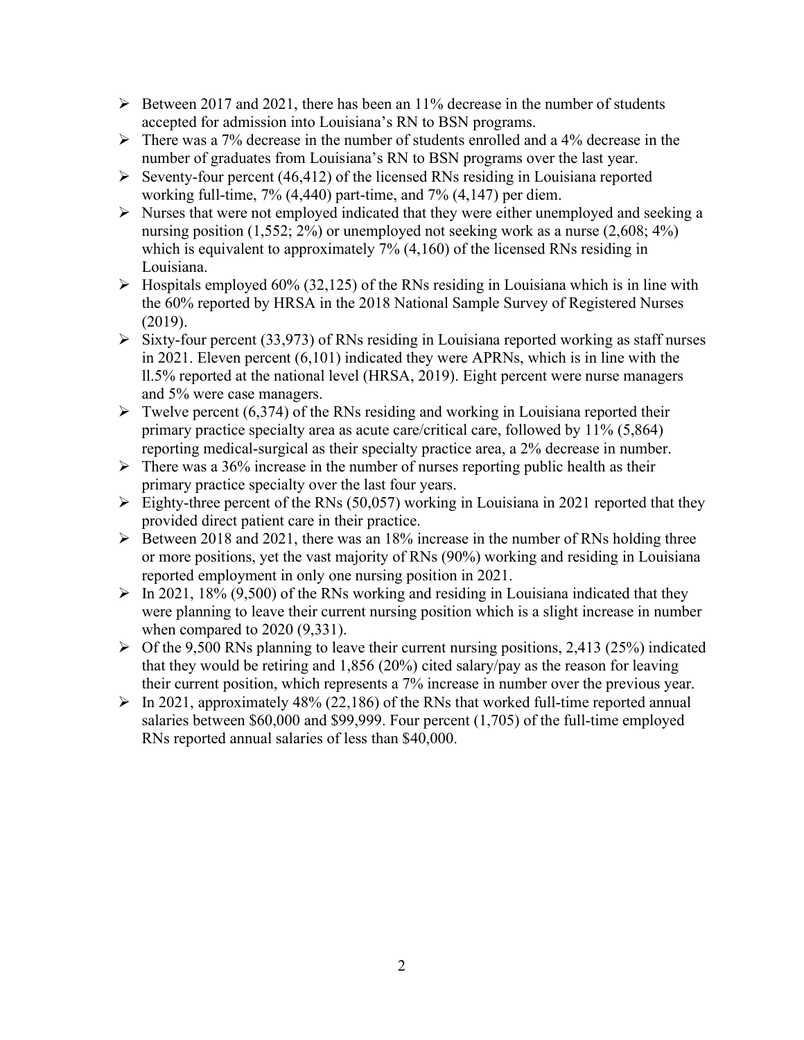- Between 2017 and 2021, there has been an 11% decrease in the number of students accepted for admission into Louisiana's RN to BSN programs.
- There was a 7% decrease in the number of students enrolled and a 4% decrease in the number of graduates from Louisiana's RN to BSN programs over the last year.
- Seventy-four percent (46,412) of the licensed RNs residing in Louisiana reported working full-time, 7% (4,440) part-time, and 7% (4,147) per diem.
- Nurses that were not employed indicated that they were either unemployed and seeking a nursing position (1,552; 2%) or unemployed not seeking work as a nurse (2,608; 4%) which is equivalent to approximately 7% (4,160) of the licensed RNs residing in Louisiana.
- Hospitals employed 60% (32,125) of the RNs residing in Louisiana which is in line with the 60% reported by HRSA in the 2018 National Sample Survey of Registered Nurses (2019).
- Sixty-four percent (33,973) of RNs residing in Louisiana reported working as staff nurses in 2021. Eleven percent (6,101) indicated they were APRNs, which is in line with the ll.5% reported at the national level (HRSA, 2019). Eight percent were nurse managers and 5% were case managers.
- Twelve percent (6,374) of the RNs residing and working in Louisiana reported their primary practice specialty area as acute care/critical care, followed by 11% (5,864) reporting medical-surgical as their specialty practice area, a 2% decrease in number.
- There was a 36% increase in the number of nurses reporting public health as their primary practice specialty over the last four years.
- Eighty-three percent of the RNs (50,057) working in Louisiana in 2021 reported that they provided direct patient care in their practice.
- Between 2018 and 2021, there was an 18% increase in the number of RNs holding three or more positions, yet the vast majority of RNs (90%) working and residing in Louisiana reported employment in only one nursing position in 2021.
- In 2021, 18% (9,500) of the RNs working and residing in Louisiana indicated that they were planning to leave their current nursing position which is a slight increase in number when compared to 2020 (9,331).
- Of the 9,500 RNs planning to leave their current nursing positions, 2,413 (25%) indicated that they would be retiring and 1,856 (20%) cited salary/pay as the reason for leaving their current position, which represents a 7% increase in number over the previous year.
- In 2021, approximately 48% (22,186) of the RNs that worked full-time reported annual salaries between $60,000 and $99,999. Four percent (1,705) of the full-time employed RNs reported annual salaries of less than $40,000.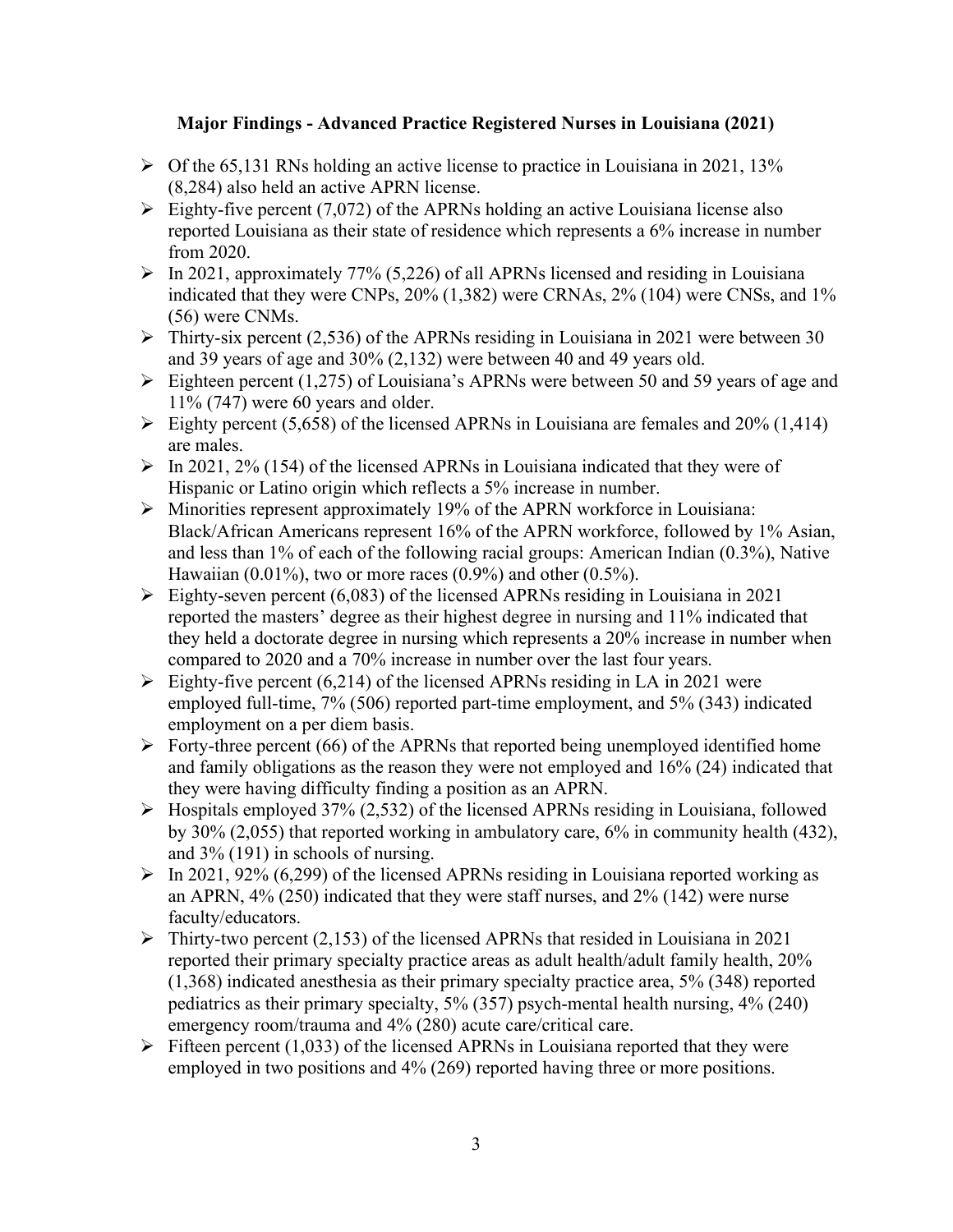**Major Findings - Advanced Practice Registered Nurses in Louisiana (2021)**

- Of the 65,131 RNs holding an active license to practice in Louisiana in 2021, 13% (8,284) also held an active APRN license.
- Eighty-five percent (7,072) of the APRNs holding an active Louisiana license also reported Louisiana as their state of residence which represents a 6% increase in number from 2020.
- In 2021, approximately 77% (5,226) of all APRNs licensed and residing in Louisiana indicated that they were CNPs, 20% (1,382) were CRNAs, 2% (104) were CNSs, and 1% (56) were CNMs.
- Thirty-six percent (2,536) of the APRNs residing in Louisiana in 2021 were between 30 and 39 years of age and 30% (2,132) were between 40 and 49 years old.
- Eighteen percent (1,275) of Louisiana's APRNs were between 50 and 59 years of age and 11% (747) were 60 years and older.
- Eighty percent (5,658) of the licensed APRNs in Louisiana are females and 20% (1,414) are males.
- In 2021, 2% (154) of the licensed APRNs in Louisiana indicated that they were of Hispanic or Latino origin which reflects a 5% increase in number.
- Minorities represent approximately 19% of the APRN workforce in Louisiana: Black/African Americans represent 16% of the APRN workforce, followed by 1% Asian, and less than 1% of each of the following racial groups: American Indian (0.3%), Native Hawaiian (0.01%), two or more races (0.9%) and other (0.5%).
- Eighty-seven percent (6,083) of the licensed APRNs residing in Louisiana in 2021 reported the masters' degree as their highest degree in nursing and 11% indicated that they held a doctorate degree in nursing which represents a 20% increase in number when compared to 2020 and a 70% increase in number over the last four years.
- Eighty-five percent (6,214) of the licensed APRNs residing in LA in 2021 were employed full-time, 7% (506) reported part-time employment, and 5% (343) indicated employment on a per diem basis.
- Forty-three percent (66) of the APRNs that reported being unemployed identified home and family obligations as the reason they were not employed and 16% (24) indicated that they were having difficulty finding a position as an APRN.
- Hospitals employed 37% (2,532) of the licensed APRNs residing in Louisiana, followed by 30% (2,055) that reported working in ambulatory care, 6% in community health (432), and 3% (191) in schools of nursing.
- In 2021, 92% (6,299) of the licensed APRNs residing in Louisiana reported working as an APRN, 4% (250) indicated that they were staff nurses, and 2% (142) were nurse faculty/educators.
- Thirty-two percent (2,153) of the licensed APRNs that resided in Louisiana in 2021 reported their primary specialty practice areas as adult health/adult family health, 20% (1,368) indicated anesthesia as their primary specialty practice area, 5% (348) reported pediatrics as their primary specialty, 5% (357) psych-mental health nursing, 4% (240) emergency room/trauma and 4% (280) acute care/critical care.
- Fifteen percent (1,033) of the licensed APRNs in Louisiana reported that they were employed in two positions and 4% (269) reported having three or more positions.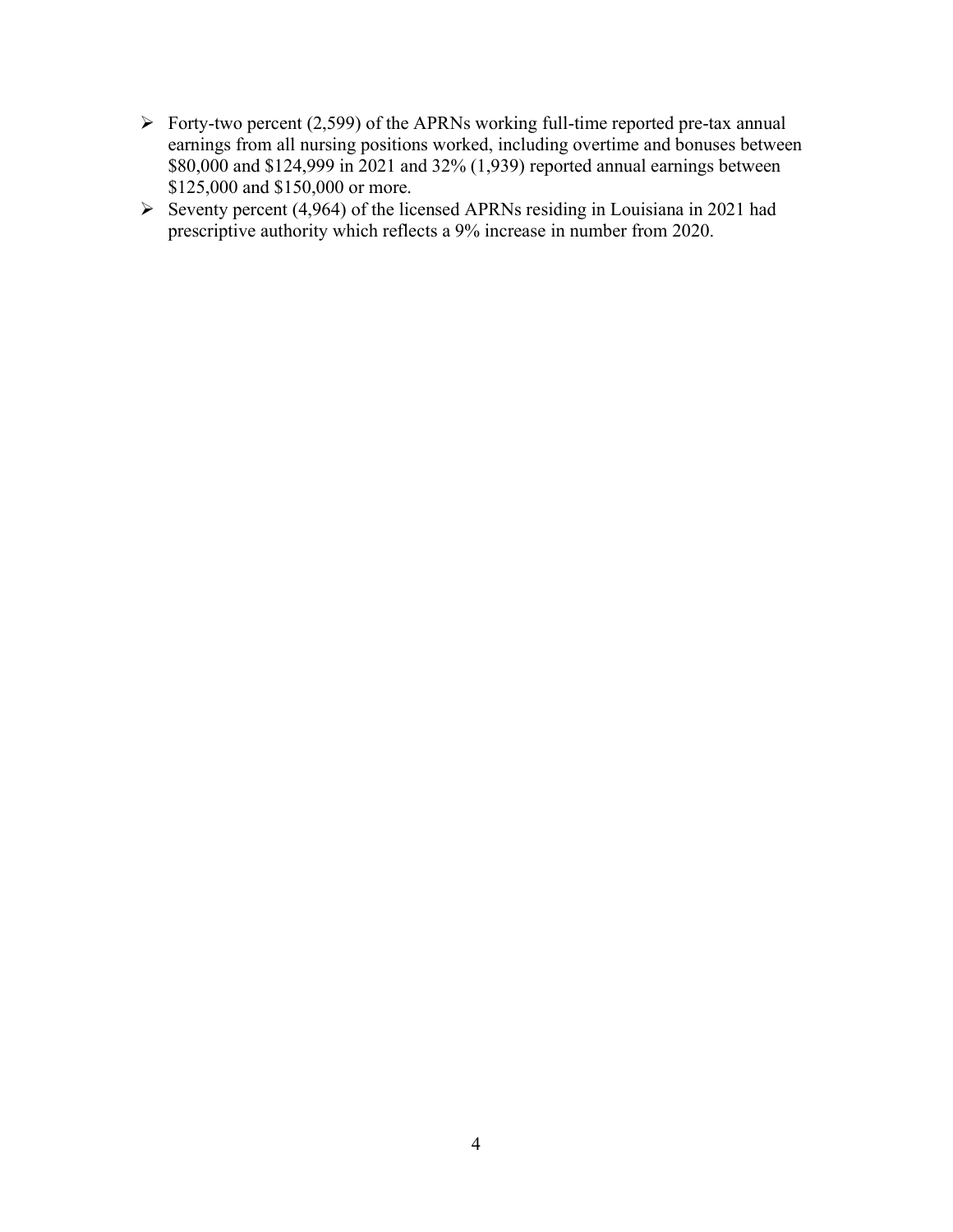- Forty-two percent (2,599) of the APRNs working full-time reported pre-tax annual earnings from all nursing positions worked, including overtime and bonuses between $80,000 and $124,999 in 2021 and 32% (1,939) reported annual earnings between $125,000 and $150,000 or more.
- Seventy percent (4,964) of the licensed APRNs residing in Louisiana in 2021 had prescriptive authority which reflects a 9% increase in number from 2020.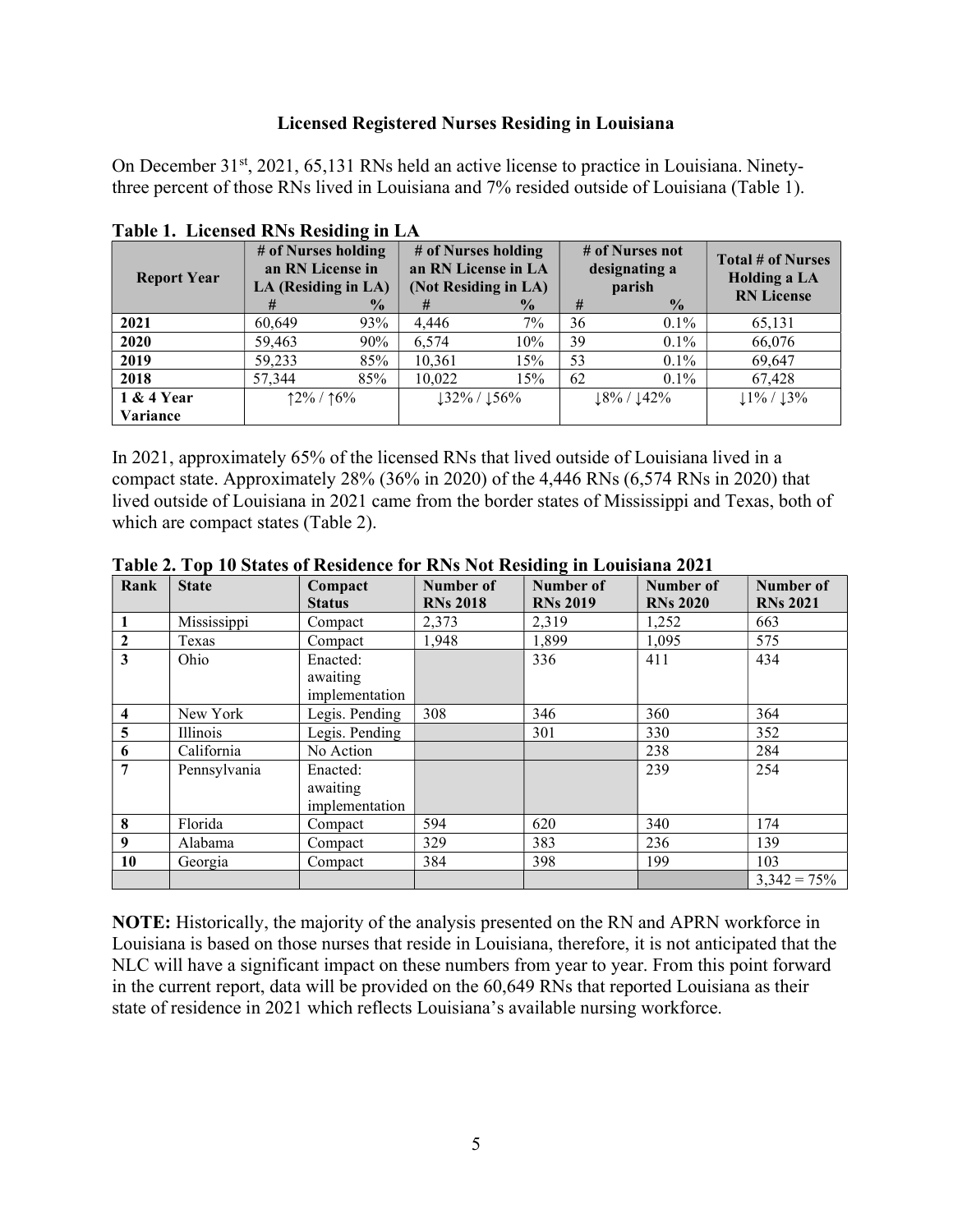## Licensed Registered Nurses Residing in Louisiana

On December 31st, 2021, 65,131 RNs held an active license to practice in Louisiana. Ninety-three percent of those RNs lived in Louisiana and 7% resided outside of Louisiana (Table 1).

**Table 1. Licensed RNs Residing in LA**

| Report Year | # of Nurses holding an RN License in LA (Residing in LA) | | # of Nurses holding an RN License in LA (Not Residing in LA) | | # of Nurses not designating a parish | | Total # of Nurses Holding a LA RN License |
|---|---|---|---|---|---|---|---|
| | # | % | # | % | # | % | |
| **2021** | 60,649 | 93% | 4,446 | 7% | 36 | 0.1% | 65,131 |
| **2020** | 59,463 | 90% | 6,574 | 10% | 39 | 0.1% | 66,076 |
| **2019** | 59,233 | 85% | 10,361 | 15% | 53 | 0.1% | 69,647 |
| **2018** | 57,344 | 85% | 10,022 | 15% | 62 | 0.1% | 67,428 |
| **1 & 4 Year Variance** | ↑2% / ↑6% | | ↓32% / ↓56% | | ↓8% / ↓42% | | ↓1% / ↓3% |

In 2021, approximately 65% of the licensed RNs that lived outside of Louisiana lived in a compact state. Approximately 28% (36% in 2020) of the 4,446 RNs (6,574 RNs in 2020) that lived outside of Louisiana in 2021 came from the border states of Mississippi and Texas, both of which are compact states (Table 2).

**Table 2. Top 10 States of Residence for RNs Not Residing in Louisiana 2021**

| Rank | State | Compact Status | Number of RNs 2018 | Number of RNs 2019 | Number of RNs 2020 | Number of RNs 2021 |
|---|---|---|---|---|---|---|
| **1** | Mississippi | Compact | 2,373 | 2,319 | 1,252 | 663 |
| **2** | Texas | Compact | 1,948 | 1,899 | 1,095 | 575 |
| **3** | Ohio | Enacted: awaiting implementation | | 336 | 411 | 434 |
| **4** | New York | Legis. Pending | 308 | 346 | 360 | 364 |
| **5** | Illinois | Legis. Pending | | 301 | 330 | 352 |
| **6** | California | No Action | | | 238 | 284 |
| **7** | Pennsylvania | Enacted: awaiting implementation | | | 239 | 254 |
| **8** | Florida | Compact | 594 | 620 | 340 | 174 |
| **9** | Alabama | Compact | 329 | 383 | 236 | 139 |
| **10** | Georgia | Compact | 384 | 398 | 199 | 103 |
| | | | | | | 3,342 = 75% |

**NOTE:** Historically, the majority of the analysis presented on the RN and APRN workforce in Louisiana is based on those nurses that reside in Louisiana, therefore, it is not anticipated that the NLC will have a significant impact on these numbers from year to year. From this point forward in the current report, data will be provided on the 60,649 RNs that reported Louisiana as their state of residence in 2021 which reflects Louisiana's available nursing workforce.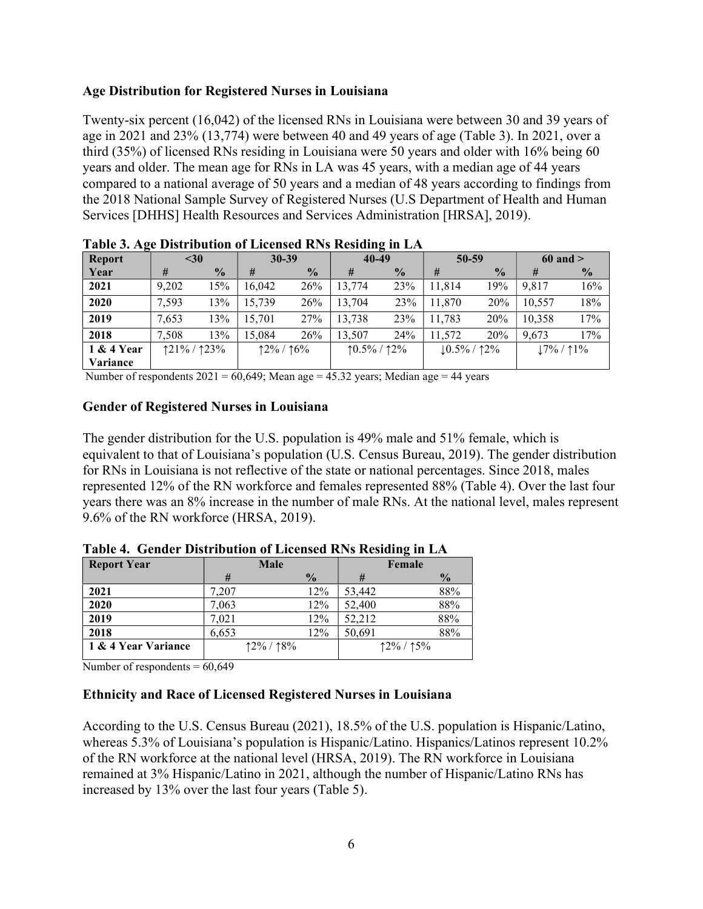### Age Distribution for Registered Nurses in Louisiana

Twenty-six percent (16,042) of the licensed RNs in Louisiana were between 30 and 39 years of age in 2021 and 23% (13,774) were between 40 and 49 years of age (Table 3). In 2021, over a third (35%) of licensed RNs residing in Louisiana were 50 years and older with 16% being 60 years and older. The mean age for RNs in LA was 45 years, with a median age of 44 years compared to a national average of 50 years and a median of 48 years according to findings from the 2018 National Sample Survey of Registered Nurses (U.S Department of Health and Human Services [DHHS] Health Resources and Services Administration [HRSA], 2019).

**Table 3. Age Distribution of Licensed RNs Residing in LA**

| Report Year | <30 | | 30-39 | | 40-49 | | 50-59 | | 60 and > | |
|---|---|---|---|---|---|---|---|---|---|---|
| | # | % | # | % | # | % | # | % | # | % |
| **2021** | 9,202 | 15% | 16,042 | 26% | 13,774 | 23% | 11,814 | 19% | 9,817 | 16% |
| **2020** | 7,593 | 13% | 15,739 | 26% | 13,704 | 23% | 11,870 | 20% | 10,557 | 18% |
| **2019** | 7,653 | 13% | 15,701 | 27% | 13,738 | 23% | 11,783 | 20% | 10,358 | 17% |
| **2018** | 7,508 | 13% | 15,084 | 26% | 13,507 | 24% | 11,572 | 20% | 9,673 | 17% |
| **1 & 4 Year Variance** | ↑21% / ↑23% | | ↑2% / ↑6% | | ↑0.5% / ↑2% | | ↓0.5% / ↑2% | | ↓7% / ↑1% | |

Number of respondents 2021 = 60,649; Mean age = 45.32 years; Median age = 44 years

### Gender of Registered Nurses in Louisiana

The gender distribution for the U.S. population is 49% male and 51% female, which is equivalent to that of Louisiana's population (U.S. Census Bureau, 2019). The gender distribution for RNs in Louisiana is not reflective of the state or national percentages. Since 2018, males represented 12% of the RN workforce and females represented 88% (Table 4). Over the last four years there was an 8% increase in the number of male RNs. At the national level, males represent 9.6% of the RN workforce (HRSA, 2019).

**Table 4. Gender Distribution of Licensed RNs Residing in LA**

| Report Year | Male | | Female | |
|---|---|---|---|---|
| | # | % | # | % |
| **2021** | 7,207 | 12% | 53,442 | 88% |
| **2020** | 7,063 | 12% | 52,400 | 88% |
| **2019** | 7,021 | 12% | 52,212 | 88% |
| **2018** | 6,653 | 12% | 50,691 | 88% |
| **1 & 4 Year Variance** | ↑2% / ↑8% | | ↑2% / ↑5% | |

Number of respondents = 60,649

### Ethnicity and Race of Licensed Registered Nurses in Louisiana

According to the U.S. Census Bureau (2021), 18.5% of the U.S. population is Hispanic/Latino, whereas 5.3% of Louisiana's population is Hispanic/Latino. Hispanics/Latinos represent 10.2% of the RN workforce at the national level (HRSA, 2019). The RN workforce in Louisiana remained at 3% Hispanic/Latino in 2021, although the number of Hispanic/Latino RNs has increased by 13% over the last four years (Table 5).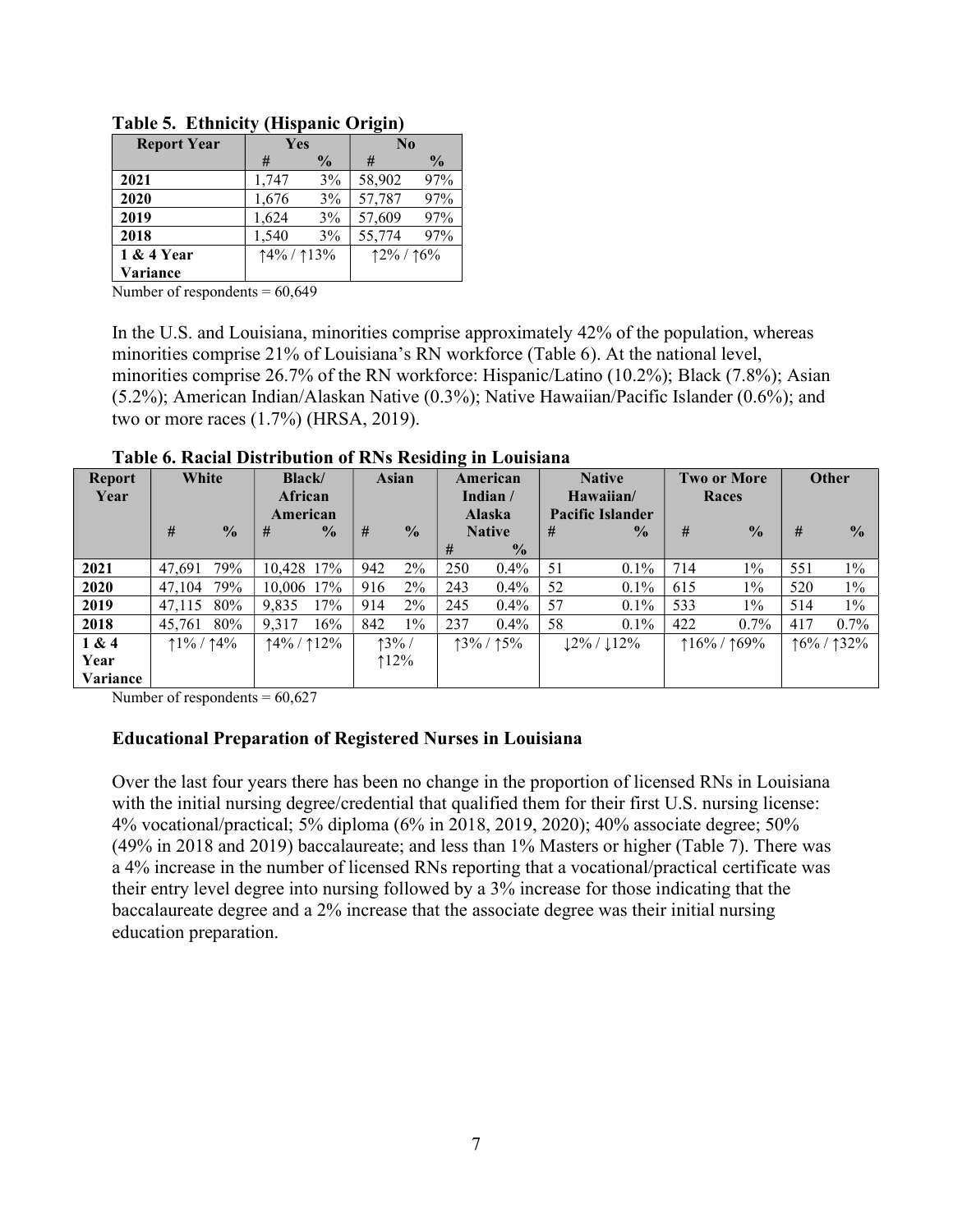**Table 5. Ethnicity (Hispanic Origin)**

| Report Year | Yes | | No | |
|---|---|---|---|---|
| | # | % | # | % |
| **2021** | 1,747 | 3% | 58,902 | 97% |
| **2020** | 1,676 | 3% | 57,787 | 97% |
| **2019** | 1,624 | 3% | 57,609 | 97% |
| **2018** | 1,540 | 3% | 55,774 | 97% |
| **1 & 4 Year Variance** | ↑4% / ↑13% | | ↑2% / ↑6% | |

Number of respondents = 60,649

In the U.S. and Louisiana, minorities comprise approximately 42% of the population, whereas minorities comprise 21% of Louisiana's RN workforce (Table 6). At the national level, minorities comprise 26.7% of the RN workforce: Hispanic/Latino (10.2%); Black (7.8%); Asian (5.2%); American Indian/Alaskan Native (0.3%); Native Hawaiian/Pacific Islander (0.6%); and two or more races (1.7%) (HRSA, 2019).

**Table 6. Racial Distribution of RNs Residing in Louisiana**

| Report Year | White | | Black/ African American | | Asian | | American Indian / Alaska Native | | Native Hawaiian/ Pacific Islander | | Two or More Races | | Other | |
|---|---|---|---|---|---|---|---|---|---|---|---|---|---|---|
| | # | % | # | % | # | % | # | % | # | % | # | % | # | % |
| **2021** | 47,691 | 79% | 10,428 | 17% | 942 | 2% | 250 | 0.4% | 51 | 0.1% | 714 | 1% | 551 | 1% |
| **2020** | 47,104 | 79% | 10,006 | 17% | 916 | 2% | 243 | 0.4% | 52 | 0.1% | 615 | 1% | 520 | 1% |
| **2019** | 47,115 | 80% | 9,835 | 17% | 914 | 2% | 245 | 0.4% | 57 | 0.1% | 533 | 1% | 514 | 1% |
| **2018** | 45,761 | 80% | 9,317 | 16% | 842 | 1% | 237 | 0.4% | 58 | 0.1% | 422 | 0.7% | 417 | 0.7% |
| **1 & 4 Year Variance** | ↑1% / ↑4% | | ↑4% / ↑12% | | ↑3% / ↑12% | | ↑3% / ↑5% | | ↓2% / ↓12% | | ↑16% / ↑69% | | ↑6% / ↑32% | |

Number of respondents = 60,627

### Educational Preparation of Registered Nurses in Louisiana

Over the last four years there has been no change in the proportion of licensed RNs in Louisiana with the initial nursing degree/credential that qualified them for their first U.S. nursing license: 4% vocational/practical; 5% diploma (6% in 2018, 2019, 2020); 40% associate degree; 50% (49% in 2018 and 2019) baccalaureate; and less than 1% Masters or higher (Table 7). There was a 4% increase in the number of licensed RNs reporting that a vocational/practical certificate was their entry level degree into nursing followed by a 3% increase for those indicating that the baccalaureate degree and a 2% increase that the associate degree was their initial nursing education preparation.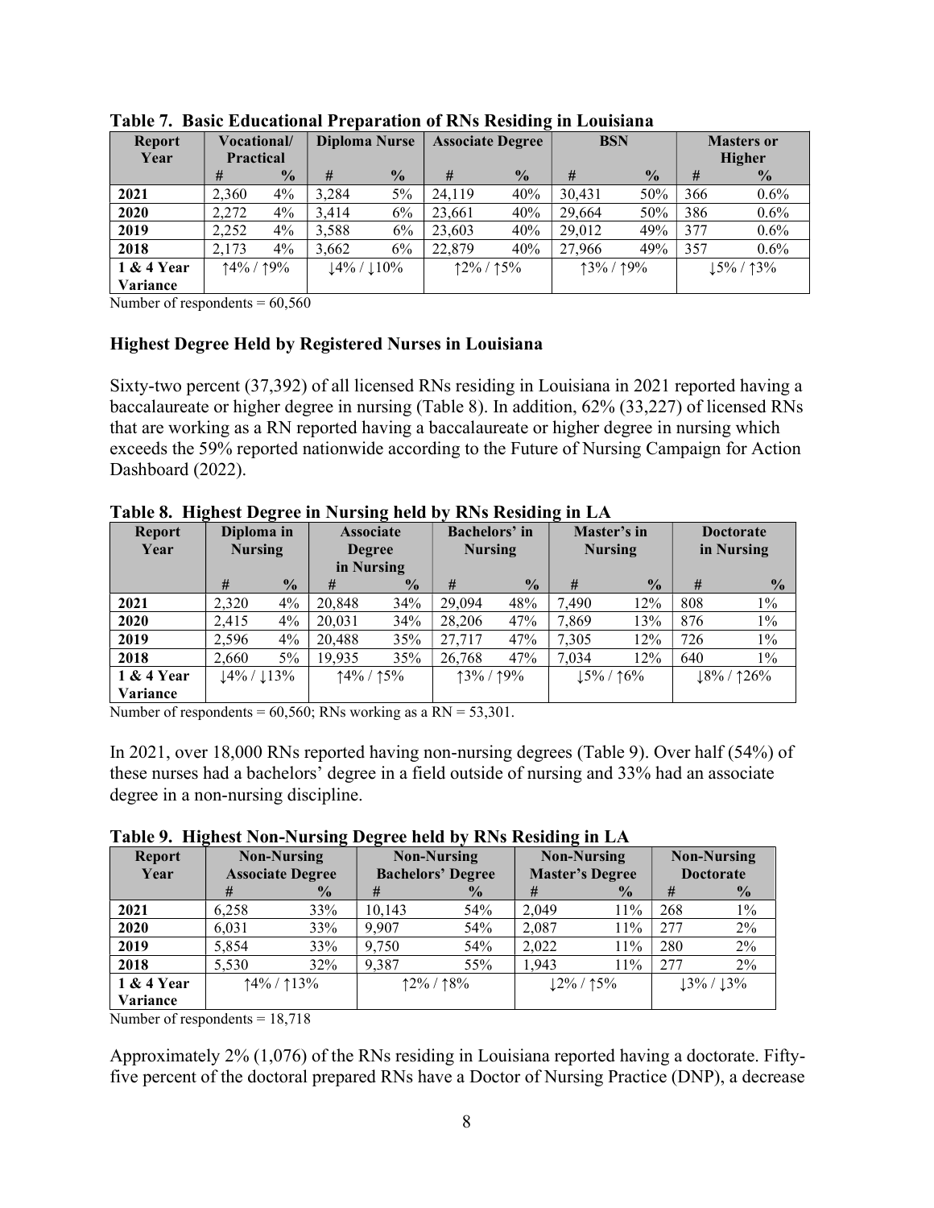**Table 7. Basic Educational Preparation of RNs Residing in Louisiana**

| Report Year | Vocational/ Practical | | Diploma Nurse | | Associate Degree | | BSN | | Masters or Higher | |
|---|---|---|---|---|---|---|---|---|---|---|
| | # | % | # | % | # | % | # | % | # | % |
| **2021** | 2,360 | 4% | 3,284 | 5% | 24,119 | 40% | 30,431 | 50% | 366 | 0.6% |
| **2020** | 2,272 | 4% | 3,414 | 6% | 23,661 | 40% | 29,664 | 50% | 386 | 0.6% |
| **2019** | 2,252 | 4% | 3,588 | 6% | 23,603 | 40% | 29,012 | 49% | 377 | 0.6% |
| **2018** | 2,173 | 4% | 3,662 | 6% | 22,879 | 40% | 27,966 | 49% | 357 | 0.6% |
| **1 & 4 Year Variance** | ↑4% / ↑9% | | ↓4% / ↓10% | | ↑2% / ↑5% | | ↑3% / ↑9% | | ↓5% / ↑3% | |

Number of respondents = 60,560

### Highest Degree Held by Registered Nurses in Louisiana

Sixty-two percent (37,392) of all licensed RNs residing in Louisiana in 2021 reported having a baccalaureate or higher degree in nursing (Table 8). In addition, 62% (33,227) of licensed RNs that are working as a RN reported having a baccalaureate or higher degree in nursing which exceeds the 59% reported nationwide according to the Future of Nursing Campaign for Action Dashboard (2022).

**Table 8. Highest Degree in Nursing held by RNs Residing in LA**

| Report Year | Diploma in Nursing | | Associate Degree in Nursing | | Bachelors' in Nursing | | Master's in Nursing | | Doctorate in Nursing | |
|---|---|---|---|---|---|---|---|---|---|---|
| | # | % | # | % | # | % | # | % | # | % |
| **2021** | 2,320 | 4% | 20,848 | 34% | 29,094 | 48% | 7,490 | 12% | 808 | 1% |
| **2020** | 2,415 | 4% | 20,031 | 34% | 28,206 | 47% | 7,869 | 13% | 876 | 1% |
| **2019** | 2,596 | 4% | 20,488 | 35% | 27,717 | 47% | 7,305 | 12% | 726 | 1% |
| **2018** | 2,660 | 5% | 19,935 | 35% | 26,768 | 47% | 7,034 | 12% | 640 | 1% |
| **1 & 4 Year Variance** | ↓4% / ↓13% | | ↑4% / ↑5% | | ↑3% / ↑9% | | ↓5% / ↑6% | | ↓8% / ↑26% | |

Number of respondents = 60,560; RNs working as a RN = 53,301.

In 2021, over 18,000 RNs reported having non-nursing degrees (Table 9). Over half (54%) of these nurses had a bachelors' degree in a field outside of nursing and 33% had an associate degree in a non-nursing discipline.

**Table 9. Highest Non-Nursing Degree held by RNs Residing in LA**

| Report Year | Non-Nursing Associate Degree | | Non-Nursing Bachelors' Degree | | Non-Nursing Master's Degree | | Non-Nursing Doctorate | |
|---|---|---|---|---|---|---|---|---|
| | # | % | # | % | # | % | # | % |
| **2021** | 6,258 | 33% | 10,143 | 54% | 2,049 | 11% | 268 | 1% |
| **2020** | 6,031 | 33% | 9,907 | 54% | 2,087 | 11% | 277 | 2% |
| **2019** | 5,854 | 33% | 9,750 | 54% | 2,022 | 11% | 280 | 2% |
| **2018** | 5,530 | 32% | 9,387 | 55% | 1,943 | 11% | 277 | 2% |
| **1 & 4 Year Variance** | ↑4% / ↑13% | | ↑2% / ↑8% | | ↓2% / ↑5% | | ↓3% / ↓3% | |

Number of respondents = 18,718

Approximately 2% (1,076) of the RNs residing in Louisiana reported having a doctorate. Fifty-five percent of the doctoral prepared RNs have a Doctor of Nursing Practice (DNP), a decrease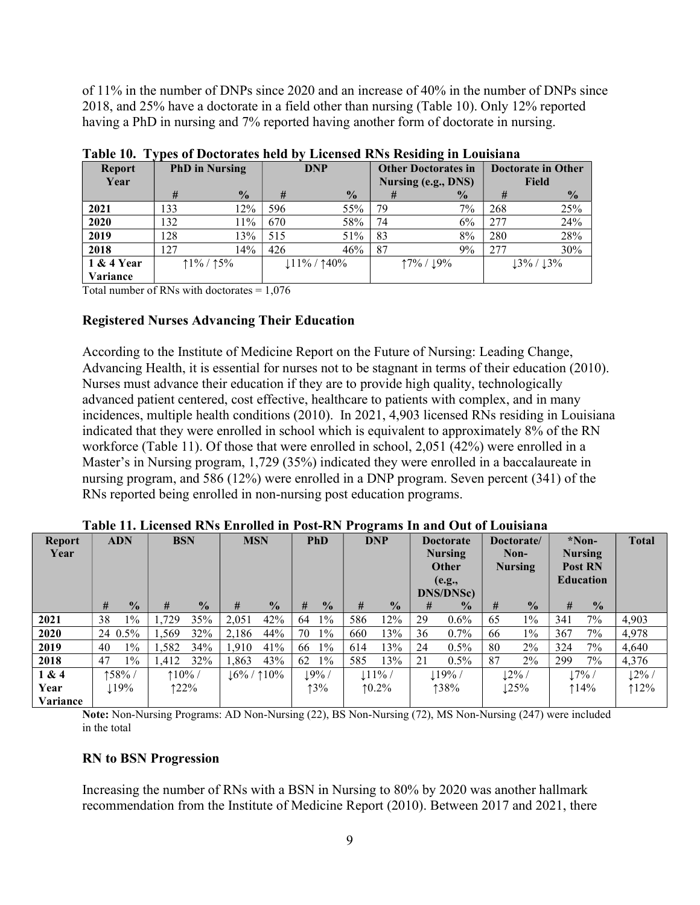of 11% in the number of DNPs since 2020 and an increase of 40% in the number of DNPs since 2018, and 25% have a doctorate in a field other than nursing (Table 10). Only 12% reported having a PhD in nursing and 7% reported having another form of doctorate in nursing.

**Table 10. Types of Doctorates held by Licensed RNs Residing in Louisiana**

| Report Year | PhD in Nursing | | DNP | | Other Doctorates in Nursing (e.g., DNS) | | Doctorate in Other Field | |
|---|---|---|---|---|---|---|---|---|
| | # | % | # | % | # | % | # | % |
| **2021** | 133 | 12% | 596 | 55% | 79 | 7% | 268 | 25% |
| **2020** | 132 | 11% | 670 | 58% | 74 | 6% | 277 | 24% |
| **2019** | 128 | 13% | 515 | 51% | 83 | 8% | 280 | 28% |
| **2018** | 127 | 14% | 426 | 46% | 87 | 9% | 277 | 30% |
| **1 & 4 Year Variance** | ↑1% / ↑5% | | ↓11% / ↑40% | | ↑7% / ↓9% | | ↓3% / ↓3% | |

Total number of RNs with doctorates = 1,076

### Registered Nurses Advancing Their Education

According to the Institute of Medicine Report on the Future of Nursing: Leading Change, Advancing Health, it is essential for nurses not to be stagnant in terms of their education (2010). Nurses must advance their education if they are to provide high quality, technologically advanced patient centered, cost effective, healthcare to patients with complex, and in many incidences, multiple health conditions (2010). In 2021, 4,903 licensed RNs residing in Louisiana indicated that they were enrolled in school which is equivalent to approximately 8% of the RN workforce (Table 11). Of those that were enrolled in school, 2,051 (42%) were enrolled in a Master's in Nursing program, 1,729 (35%) indicated they were enrolled in a baccalaureate in nursing program, and 586 (12%) were enrolled in a DNP program. Seven percent (341) of the RNs reported being enrolled in non-nursing post education programs.

**Table 11. Licensed RNs Enrolled in Post-RN Programs In and Out of Louisiana**

| Report Year | ADN | | BSN | | MSN | | PhD | | DNP | | Doctorate Nursing Other (e.g., DNS/DNSc) | | Doctorate/ Non-Nursing | | *Non-Nursing Post RN Education | | Total |
|---|---|---|---|---|---|---|---|---|---|---|---|---|---|---|---|---|---|
| | # | % | # | % | # | % | # | % | # | % | # | % | # | % | # | % | |
| **2021** | 38 | 1% | 1,729 | 35% | 2,051 | 42% | 64 | 1% | 586 | 12% | 29 | 0.6% | 65 | 1% | 341 | 7% | 4,903 |
| **2020** | 24 | 0.5% | 1,569 | 32% | 2,186 | 44% | 70 | 1% | 660 | 13% | 36 | 0.7% | 66 | 1% | 367 | 7% | 4,978 |
| **2019** | 40 | 1% | 1,582 | 34% | 1,910 | 41% | 66 | 1% | 614 | 13% | 24 | 0.5% | 80 | 2% | 324 | 7% | 4,640 |
| **2018** | 47 | 1% | 1,412 | 32% | 1,863 | 43% | 62 | 1% | 585 | 13% | 21 | 0.5% | 87 | 2% | 299 | 7% | 4,376 |
| **1 & 4 Year Variance** | ↑58% / ↓19% | | ↑10% / ↑22% | | ↓6% / ↑10% | | ↓9% / ↑3% | | ↓11% / ↑0.2% | | ↓19% / ↑38% | | ↓2% / ↓25% | | ↓7% / ↑14% | | ↓2% / ↑12% |

**Note:** Non-Nursing Programs: AD Non-Nursing (22), BS Non-Nursing (72), MS Non-Nursing (247) were included in the total

### RN to BSN Progression

Increasing the number of RNs with a BSN in Nursing to 80% by 2020 was another hallmark recommendation from the Institute of Medicine Report (2010). Between 2017 and 2021, there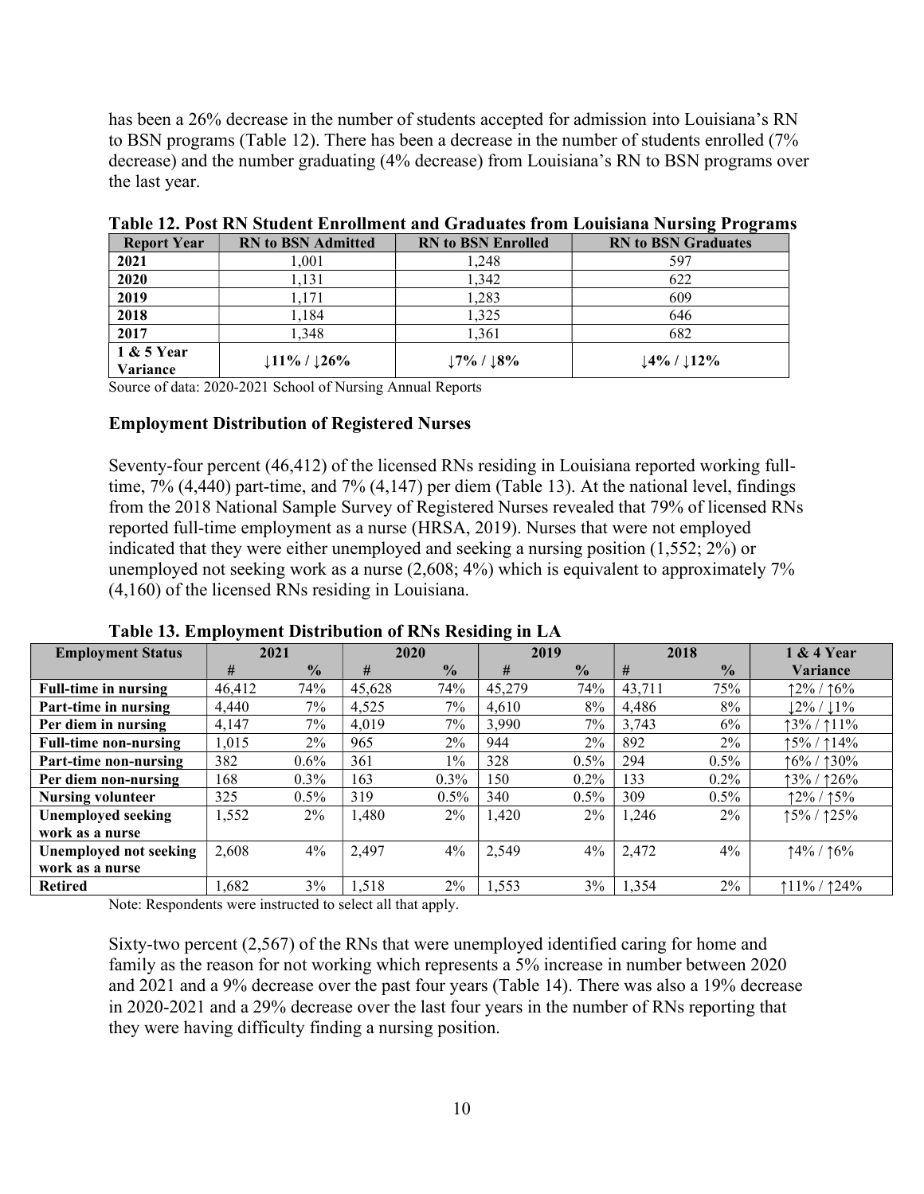has been a 26% decrease in the number of students accepted for admission into Louisiana's RN to BSN programs (Table 12). There has been a decrease in the number of students enrolled (7% decrease) and the number graduating (4% decrease) from Louisiana's RN to BSN programs over the last year.

**Table 12. Post RN Student Enrollment and Graduates from Louisiana Nursing Programs**

| Report Year | RN to BSN Admitted | RN to BSN Enrolled | RN to BSN Graduates |
|---|---|---|---|
| **2021** | 1,001 | 1,248 | 597 |
| **2020** | 1,131 | 1,342 | 622 |
| **2019** | 1,171 | 1,283 | 609 |
| **2018** | 1,184 | 1,325 | 646 |
| **2017** | 1,348 | 1,361 | 682 |
| **1 & 5 Year Variance** | **↓11% / ↓26%** | **↓7% / ↓8%** | **↓4% / ↓12%** |

Source of data: 2020-2021 School of Nursing Annual Reports

### Employment Distribution of Registered Nurses

Seventy-four percent (46,412) of the licensed RNs residing in Louisiana reported working full-time, 7% (4,440) part-time, and 7% (4,147) per diem (Table 13). At the national level, findings from the 2018 National Sample Survey of Registered Nurses revealed that 79% of licensed RNs reported full-time employment as a nurse (HRSA, 2019). Nurses that were not employed indicated that they were either unemployed and seeking a nursing position (1,552; 2%) or unemployed not seeking work as a nurse (2,608; 4%) which is equivalent to approximately 7% (4,160) of the licensed RNs residing in Louisiana.

**Table 13. Employment Distribution of RNs Residing in LA**

| Employment Status | 2021 | | 2020 | | 2019 | | 2018 | | 1 & 4 Year Variance |
|---|---|---|---|---|---|---|---|---|---|
| | # | % | # | % | # | % | # | % | |
| **Full-time in nursing** | 46,412 | 74% | 45,628 | 74% | 45,279 | 74% | 43,711 | 75% | ↑2% / ↑6% |
| **Part-time in nursing** | 4,440 | 7% | 4,525 | 7% | 4,610 | 8% | 4,486 | 8% | ↓2% / ↓1% |
| **Per diem in nursing** | 4,147 | 7% | 4,019 | 7% | 3,990 | 7% | 3,743 | 6% | ↑3% / ↑11% |
| **Full-time non-nursing** | 1,015 | 2% | 965 | 2% | 944 | 2% | 892 | 2% | ↑5% / ↑14% |
| **Part-time non-nursing** | 382 | 0.6% | 361 | 1% | 328 | 0.5% | 294 | 0.5% | ↑6% / ↑30% |
| **Per diem non-nursing** | 168 | 0.3% | 163 | 0.3% | 150 | 0.2% | 133 | 0.2% | ↑3% / ↑26% |
| **Nursing volunteer** | 325 | 0.5% | 319 | 0.5% | 340 | 0.5% | 309 | 0.5% | ↑2% / ↑5% |
| **Unemployed seeking work as a nurse** | 1,552 | 2% | 1,480 | 2% | 1,420 | 2% | 1,246 | 2% | ↑5% / ↑25% |
| **Unemployed not seeking work as a nurse** | 2,608 | 4% | 2,497 | 4% | 2,549 | 4% | 2,472 | 4% | ↑4% / ↑6% |
| **Retired** | 1,682 | 3% | 1,518 | 2% | 1,553 | 3% | 1,354 | 2% | ↑11% / ↑24% |

Note: Respondents were instructed to select all that apply.

Sixty-two percent (2,567) of the RNs that were unemployed identified caring for home and family as the reason for not working which represents a 5% increase in number between 2020 and 2021 and a 9% decrease over the past four years (Table 14). There was also a 19% decrease in 2020-2021 and a 29% decrease over the last four years in the number of RNs reporting that they were having difficulty finding a nursing position.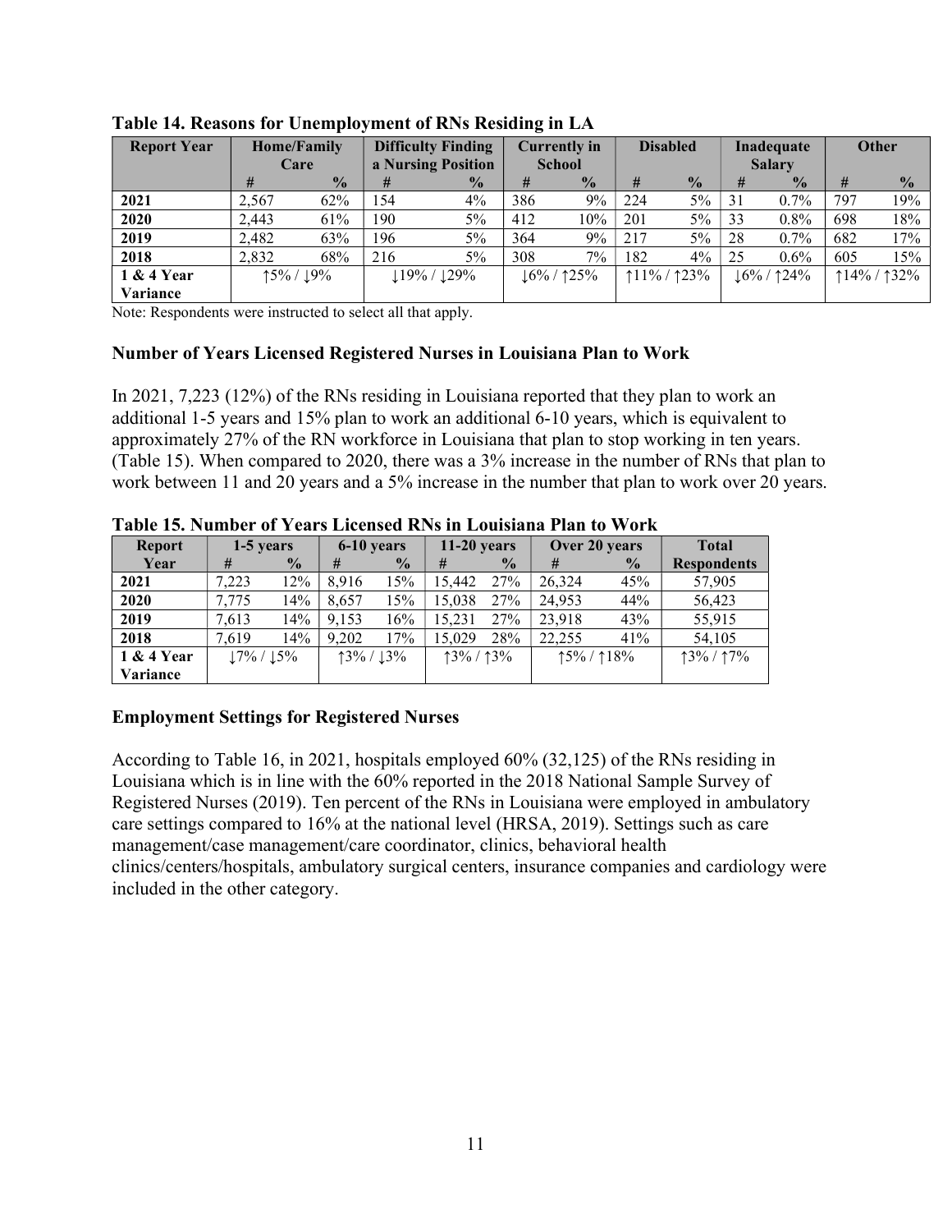**Table 14. Reasons for Unemployment of RNs Residing in LA**

| Report Year | Home/Family Care | | Difficulty Finding a Nursing Position | | Currently in School | | Disabled | | Inadequate Salary | | Other | |
|---|---|---|---|---|---|---|---|---|---|---|---|---|
| | # | % | # | % | # | % | # | % | # | % | # | % |
| **2021** | 2,567 | 62% | 154 | 4% | 386 | 9% | 224 | 5% | 31 | 0.7% | 797 | 19% |
| **2020** | 2,443 | 61% | 190 | 5% | 412 | 10% | 201 | 5% | 33 | 0.8% | 698 | 18% |
| **2019** | 2,482 | 63% | 196 | 5% | 364 | 9% | 217 | 5% | 28 | 0.7% | 682 | 17% |
| **2018** | 2,832 | 68% | 216 | 5% | 308 | 7% | 182 | 4% | 25 | 0.6% | 605 | 15% |
| **1 & 4 Year Variance** | ↑5% / ↓9% | | ↓19% / ↓29% | | ↓6% / ↑25% | | ↑11% / ↑23% | | ↓6% / ↑24% | | ↑14% / ↑32% | |

Note: Respondents were instructed to select all that apply.

### Number of Years Licensed Registered Nurses in Louisiana Plan to Work

In 2021, 7,223 (12%) of the RNs residing in Louisiana reported that they plan to work an additional 1-5 years and 15% plan to work an additional 6-10 years, which is equivalent to approximately 27% of the RN workforce in Louisiana that plan to stop working in ten years. (Table 15). When compared to 2020, there was a 3% increase in the number of RNs that plan to work between 11 and 20 years and a 5% increase in the number that plan to work over 20 years.

**Table 15. Number of Years Licensed RNs in Louisiana Plan to Work**

| Report Year | 1-5 years | | 6-10 years | | 11-20 years | | Over 20 years | | Total Respondents |
|---|---|---|---|---|---|---|---|---|---|
| | # | % | # | % | # | % | # | % | |
| **2021** | 7,223 | 12% | 8,916 | 15% | 15,442 | 27% | 26,324 | 45% | 57,905 |
| **2020** | 7,775 | 14% | 8,657 | 15% | 15,038 | 27% | 24,953 | 44% | 56,423 |
| **2019** | 7,613 | 14% | 9,153 | 16% | 15,231 | 27% | 23,918 | 43% | 55,915 |
| **2018** | 7,619 | 14% | 9,202 | 17% | 15,029 | 28% | 22,255 | 41% | 54,105 |
| **1 & 4 Year Variance** | ↓7% / ↓5% | | ↑3% / ↓3% | | ↑3% / ↑3% | | ↑5% / ↑18% | | ↑3% / ↑7% |

### Employment Settings for Registered Nurses

According to Table 16, in 2021, hospitals employed 60% (32,125) of the RNs residing in Louisiana which is in line with the 60% reported in the 2018 National Sample Survey of Registered Nurses (2019). Ten percent of the RNs in Louisiana were employed in ambulatory care settings compared to 16% at the national level (HRSA, 2019). Settings such as care management/case management/care coordinator, clinics, behavioral health clinics/centers/hospitals, ambulatory surgical centers, insurance companies and cardiology were included in the other category.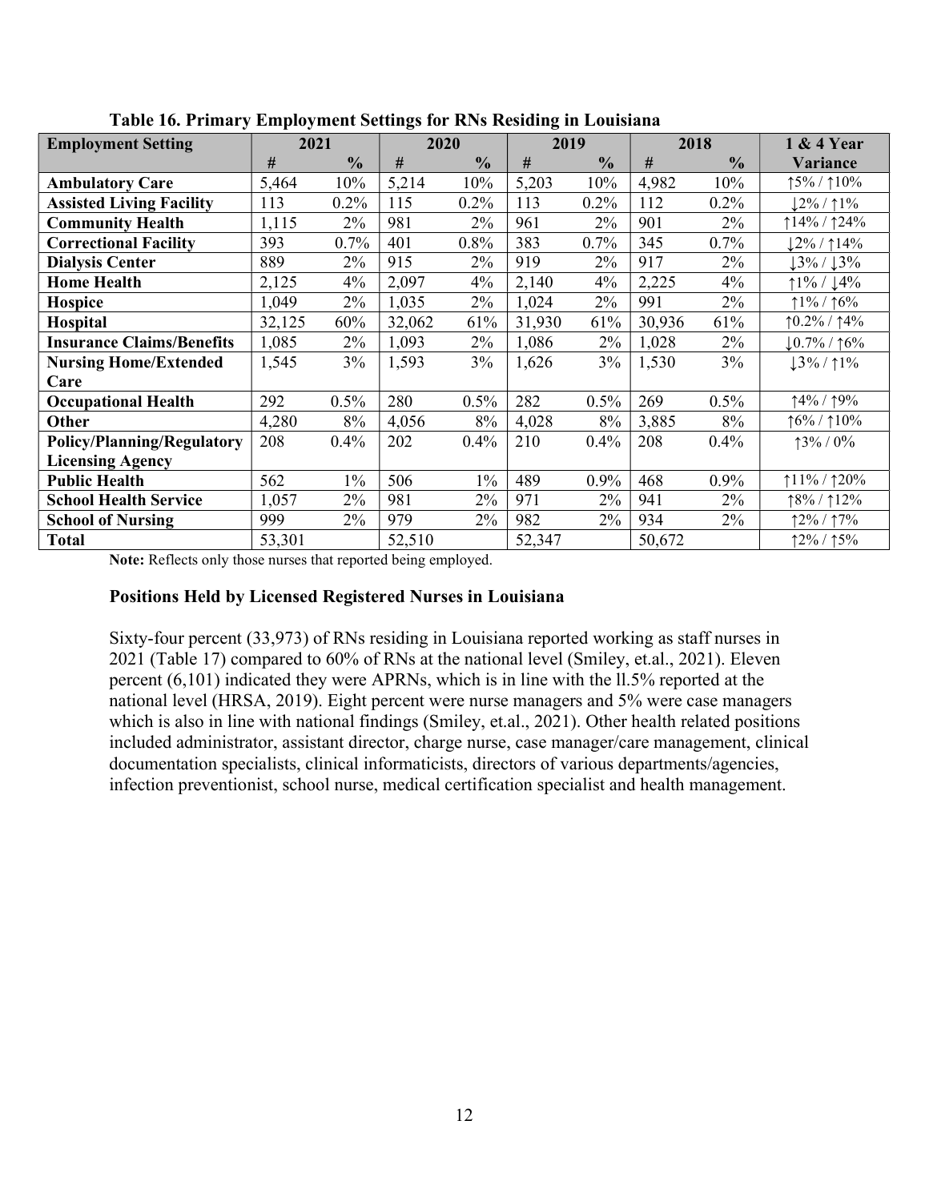**Table 16. Primary Employment Settings for RNs Residing in Louisiana**

| Employment Setting | 2021 | | 2020 | | 2019 | | 2018 | | 1 & 4 Year |
|---|---|---|---|---|---|---|---|---|---|
| | # | % | # | % | # | % | # | % | Variance |
| **Ambulatory Care** | 5,464 | 10% | 5,214 | 10% | 5,203 | 10% | 4,982 | 10% | ↑5% / ↑10% |
| **Assisted Living Facility** | 113 | 0.2% | 115 | 0.2% | 113 | 0.2% | 112 | 0.2% | ↓2% / ↑1% |
| **Community Health** | 1,115 | 2% | 981 | 2% | 961 | 2% | 901 | 2% | ↑14% / ↑24% |
| **Correctional Facility** | 393 | 0.7% | 401 | 0.8% | 383 | 0.7% | 345 | 0.7% | ↓2% / ↑14% |
| **Dialysis Center** | 889 | 2% | 915 | 2% | 919 | 2% | 917 | 2% | ↓3% / ↓3% |
| **Home Health** | 2,125 | 4% | 2,097 | 4% | 2,140 | 4% | 2,225 | 4% | ↑1% / ↓4% |
| **Hospice** | 1,049 | 2% | 1,035 | 2% | 1,024 | 2% | 991 | 2% | ↑1% / ↑6% |
| **Hospital** | 32,125 | 60% | 32,062 | 61% | 31,930 | 61% | 30,936 | 61% | ↑0.2% / ↑4% |
| **Insurance Claims/Benefits** | 1,085 | 2% | 1,093 | 2% | 1,086 | 2% | 1,028 | 2% | ↓0.7% / ↑6% |
| **Nursing Home/Extended Care** | 1,545 | 3% | 1,593 | 3% | 1,626 | 3% | 1,530 | 3% | ↓3% / ↑1% |
| **Occupational Health** | 292 | 0.5% | 280 | 0.5% | 282 | 0.5% | 269 | 0.5% | ↑4% / ↑9% |
| **Other** | 4,280 | 8% | 4,056 | 8% | 4,028 | 8% | 3,885 | 8% | ↑6% / ↑10% |
| **Policy/Planning/Regulatory Licensing Agency** | 208 | 0.4% | 202 | 0.4% | 210 | 0.4% | 208 | 0.4% | ↑3% / 0% |
| **Public Health** | 562 | 1% | 506 | 1% | 489 | 0.9% | 468 | 0.9% | ↑11% / ↑20% |
| **School Health Service** | 1,057 | 2% | 981 | 2% | 971 | 2% | 941 | 2% | ↑8% / ↑12% |
| **School of Nursing** | 999 | 2% | 979 | 2% | 982 | 2% | 934 | 2% | ↑2% / ↑7% |
| **Total** | 53,301 | | 52,510 | | 52,347 | | 50,672 | | ↑2% / ↑5% |

**Note:** Reflects only those nurses that reported being employed.

### Positions Held by Licensed Registered Nurses in Louisiana

Sixty-four percent (33,973) of RNs residing in Louisiana reported working as staff nurses in 2021 (Table 17) compared to 60% of RNs at the national level (Smiley, et.al., 2021). Eleven percent (6,101) indicated they were APRNs, which is in line with the ll.5% reported at the national level (HRSA, 2019). Eight percent were nurse managers and 5% were case managers which is also in line with national findings (Smiley, et.al., 2021). Other health related positions included administrator, assistant director, charge nurse, case manager/care management, clinical documentation specialists, clinical informaticists, directors of various departments/agencies, infection preventionist, school nurse, medical certification specialist and health management.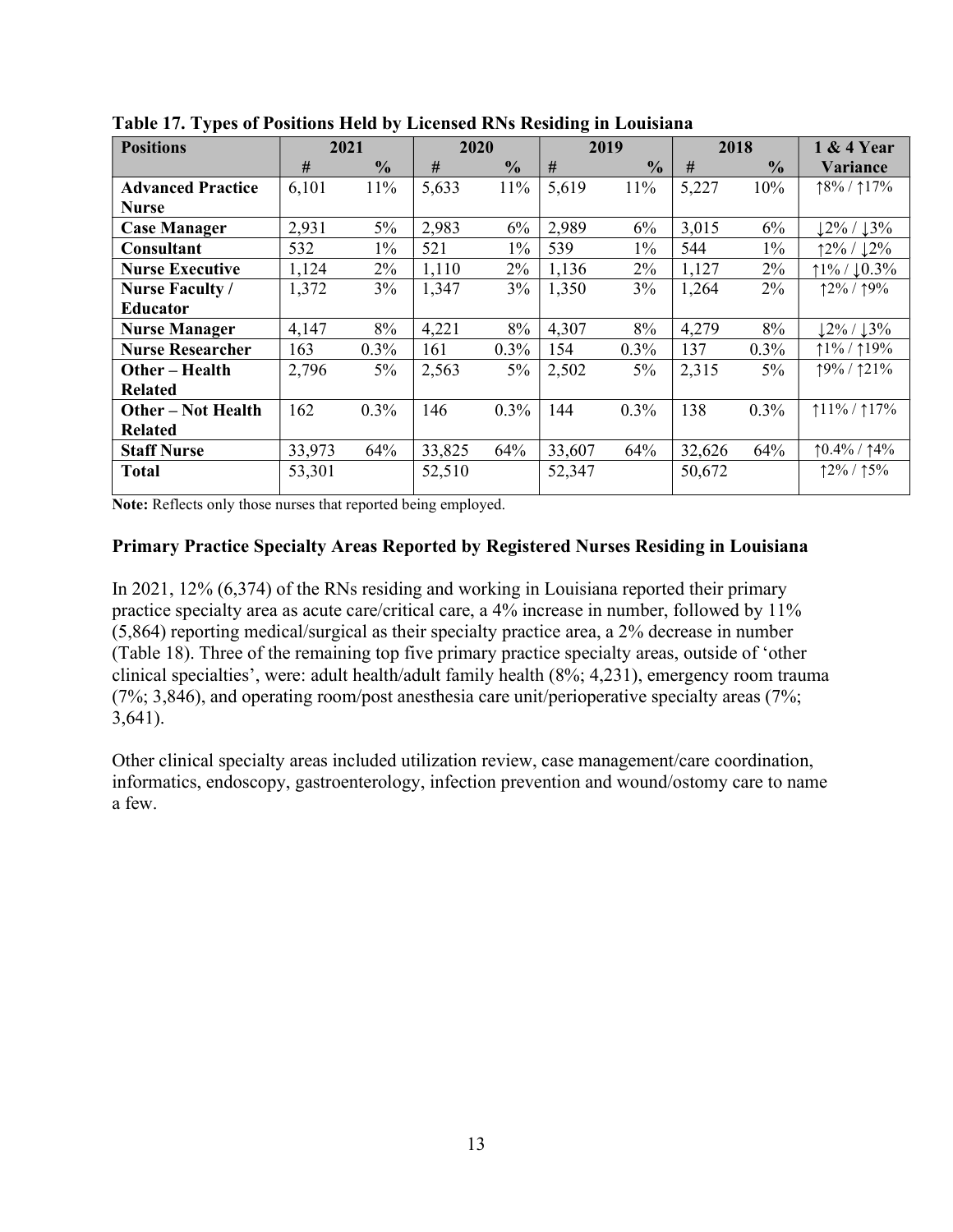**Table 17. Types of Positions Held by Licensed RNs Residing in Louisiana**

| Positions | 2021 | | 2020 | | 2019 | | 2018 | | 1 & 4 Year Variance |
|---|---|---|---|---|---|---|---|---|---|
| | # | % | # | % | # | % | # | % | |
| **Advanced Practice Nurse** | 6,101 | 11% | 5,633 | 11% | 5,619 | 11% | 5,227 | 10% | ↑8% / ↑17% |
| **Case Manager** | 2,931 | 5% | 2,983 | 6% | 2,989 | 6% | 3,015 | 6% | ↓2% / ↓3% |
| **Consultant** | 532 | 1% | 521 | 1% | 539 | 1% | 544 | 1% | ↑2% / ↓2% |
| **Nurse Executive** | 1,124 | 2% | 1,110 | 2% | 1,136 | 2% | 1,127 | 2% | ↑1% / ↓0.3% |
| **Nurse Faculty / Educator** | 1,372 | 3% | 1,347 | 3% | 1,350 | 3% | 1,264 | 2% | ↑2% / ↑9% |
| **Nurse Manager** | 4,147 | 8% | 4,221 | 8% | 4,307 | 8% | 4,279 | 8% | ↓2% / ↓3% |
| **Nurse Researcher** | 163 | 0.3% | 161 | 0.3% | 154 | 0.3% | 137 | 0.3% | ↑1% / ↑19% |
| **Other – Health Related** | 2,796 | 5% | 2,563 | 5% | 2,502 | 5% | 2,315 | 5% | ↑9% / ↑21% |
| **Other – Not Health Related** | 162 | 0.3% | 146 | 0.3% | 144 | 0.3% | 138 | 0.3% | ↑11% / ↑17% |
| **Staff Nurse** | 33,973 | 64% | 33,825 | 64% | 33,607 | 64% | 32,626 | 64% | ↑0.4% / ↑4% |
| **Total** | 53,301 | | 52,510 | | 52,347 | | 50,672 | | ↑2% / ↑5% |

**Note:** Reflects only those nurses that reported being employed.

### Primary Practice Specialty Areas Reported by Registered Nurses Residing in Louisiana

In 2021, 12% (6,374) of the RNs residing and working in Louisiana reported their primary practice specialty area as acute care/critical care, a 4% increase in number, followed by 11% (5,864) reporting medical/surgical as their specialty practice area, a 2% decrease in number (Table 18). Three of the remaining top five primary practice specialty areas, outside of 'other clinical specialties', were: adult health/adult family health (8%; 4,231), emergency room trauma (7%; 3,846), and operating room/post anesthesia care unit/perioperative specialty areas (7%; 3,641).

Other clinical specialty areas included utilization review, case management/care coordination, informatics, endoscopy, gastroenterology, infection prevention and wound/ostomy care to name a few.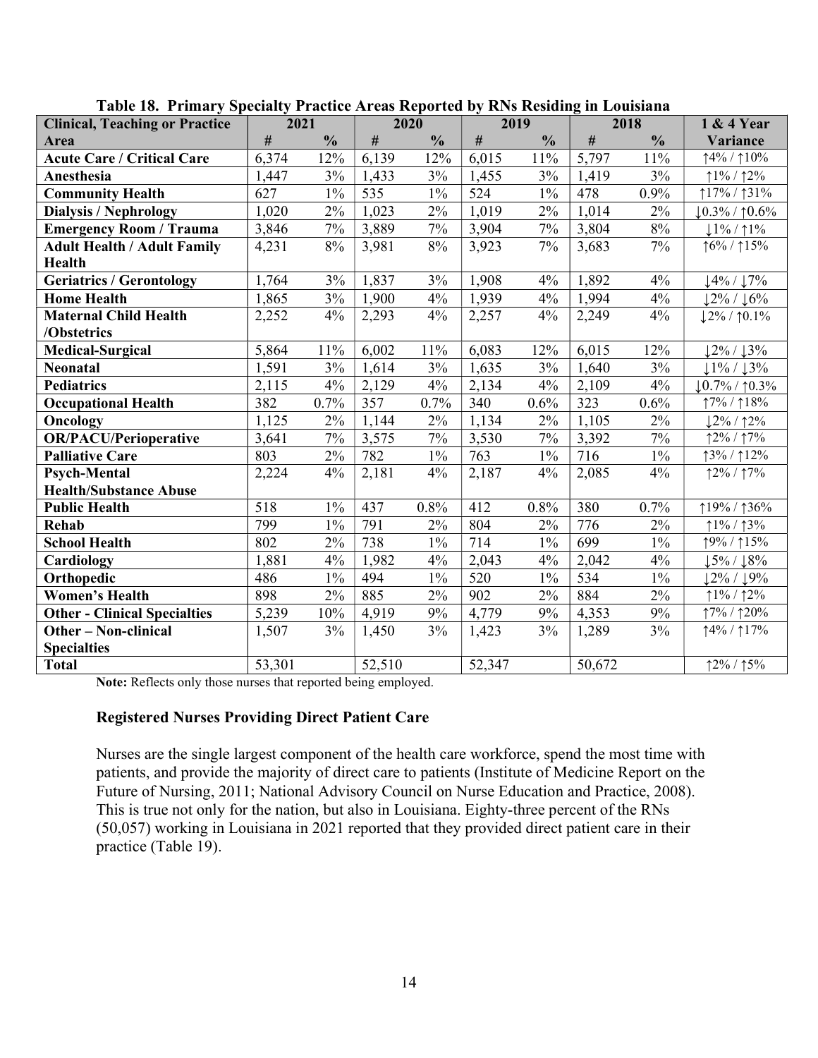**Table 18. Primary Specialty Practice Areas Reported by RNs Residing in Louisiana**

| Clinical, Teaching or Practice Area | 2021 | | 2020 | | 2019 | | 2018 | | 1 & 4 Year Variance |
|---|---|---|---|---|---|---|---|---|---|
| | # | % | # | % | # | % | # | % | |
| **Acute Care / Critical Care** | 6,374 | 12% | 6,139 | 12% | 6,015 | 11% | 5,797 | 11% | ↑4% / ↑10% |
| **Anesthesia** | 1,447 | 3% | 1,433 | 3% | 1,455 | 3% | 1,419 | 3% | ↑1% / ↑2% |
| **Community Health** | 627 | 1% | 535 | 1% | 524 | 1% | 478 | 0.9% | ↑17% / ↑31% |
| **Dialysis / Nephrology** | 1,020 | 2% | 1,023 | 2% | 1,019 | 2% | 1,014 | 2% | ↓0.3% / ↑0.6% |
| **Emergency Room / Trauma** | 3,846 | 7% | 3,889 | 7% | 3,904 | 7% | 3,804 | 8% | ↓1% / ↑1% |
| **Adult Health / Adult Family Health** | 4,231 | 8% | 3,981 | 8% | 3,923 | 7% | 3,683 | 7% | ↑6% / ↑15% |
| **Geriatrics / Gerontology** | 1,764 | 3% | 1,837 | 3% | 1,908 | 4% | 1,892 | 4% | ↓4% / ↓7% |
| **Home Health** | 1,865 | 3% | 1,900 | 4% | 1,939 | 4% | 1,994 | 4% | ↓2% / ↓6% |
| **Maternal Child Health /Obstetrics** | 2,252 | 4% | 2,293 | 4% | 2,257 | 4% | 2,249 | 4% | ↓2% / ↑0.1% |
| **Medical-Surgical** | 5,864 | 11% | 6,002 | 11% | 6,083 | 12% | 6,015 | 12% | ↓2% / ↓3% |
| **Neonatal** | 1,591 | 3% | 1,614 | 3% | 1,635 | 3% | 1,640 | 3% | ↓1% / ↓3% |
| **Pediatrics** | 2,115 | 4% | 2,129 | 4% | 2,134 | 4% | 2,109 | 4% | ↓0.7% / ↑0.3% |
| **Occupational Health** | 382 | 0.7% | 357 | 0.7% | 340 | 0.6% | 323 | 0.6% | ↑7% / ↑18% |
| **Oncology** | 1,125 | 2% | 1,144 | 2% | 1,134 | 2% | 1,105 | 2% | ↓2% / ↑2% |
| **OR/PACU/Perioperative** | 3,641 | 7% | 3,575 | 7% | 3,530 | 7% | 3,392 | 7% | ↑2% / ↑7% |
| **Palliative Care** | 803 | 2% | 782 | 1% | 763 | 1% | 716 | 1% | ↑3% / ↑12% |
| **Psych-Mental Health/Substance Abuse** | 2,224 | 4% | 2,181 | 4% | 2,187 | 4% | 2,085 | 4% | ↑2% / ↑7% |
| **Public Health** | 518 | 1% | 437 | 0.8% | 412 | 0.8% | 380 | 0.7% | ↑19% / ↑36% |
| **Rehab** | 799 | 1% | 791 | 2% | 804 | 2% | 776 | 2% | ↑1% / ↑3% |
| **School Health** | 802 | 2% | 738 | 1% | 714 | 1% | 699 | 1% | ↑9% / ↑15% |
| **Cardiology** | 1,881 | 4% | 1,982 | 4% | 2,043 | 4% | 2,042 | 4% | ↓5% / ↓8% |
| **Orthopedic** | 486 | 1% | 494 | 1% | 520 | 1% | 534 | 1% | ↓2% / ↓9% |
| **Women's Health** | 898 | 2% | 885 | 2% | 902 | 2% | 884 | 2% | ↑1% / ↑2% |
| **Other - Clinical Specialties** | 5,239 | 10% | 4,919 | 9% | 4,779 | 9% | 4,353 | 9% | ↑7% / ↑20% |
| **Other – Non-clinical Specialties** | 1,507 | 3% | 1,450 | 3% | 1,423 | 3% | 1,289 | 3% | ↑4% / ↑17% |
| **Total** | 53,301 | | 52,510 | | 52,347 | | 50,672 | | ↑2% / ↑5% |

**Note:** Reflects only those nurses that reported being employed.

### Registered Nurses Providing Direct Patient Care

Nurses are the single largest component of the health care workforce, spend the most time with patients, and provide the majority of direct care to patients (Institute of Medicine Report on the Future of Nursing, 2011; National Advisory Council on Nurse Education and Practice, 2008). This is true not only for the nation, but also in Louisiana. Eighty-three percent of the RNs (50,057) working in Louisiana in 2021 reported that they provided direct patient care in their practice (Table 19).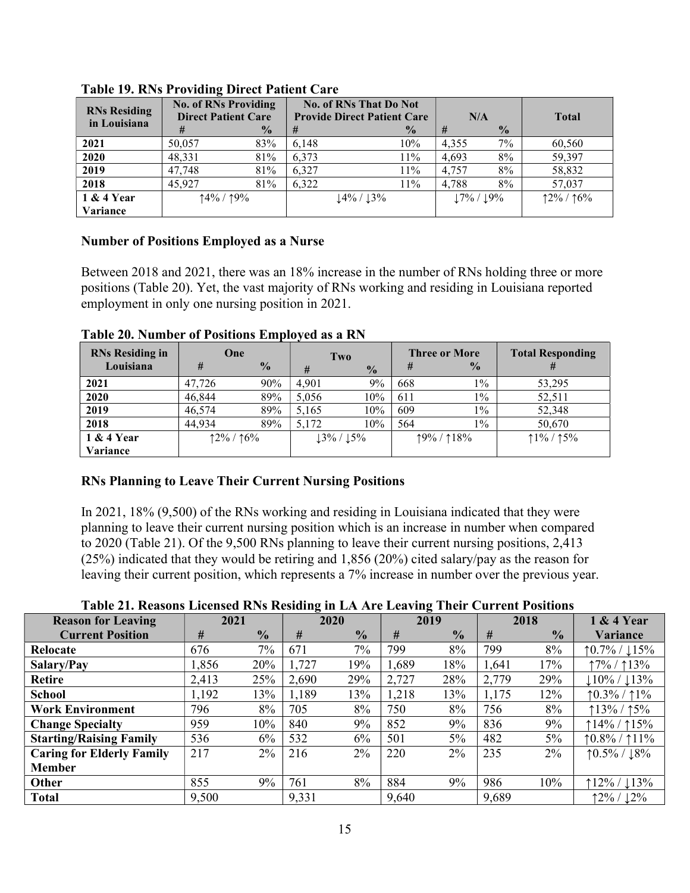**Table 19. RNs Providing Direct Patient Care**

| RNs Residing in Louisiana | No. of RNs Providing Direct Patient Care | | No. of RNs That Do Not Provide Direct Patient Care | | N/A | | Total |
|---|---|---|---|---|---|---|---|
| | # | % | # | % | # | % | |
| **2021** | 50,057 | 83% | 6,148 | 10% | 4,355 | 7% | 60,560 |
| **2020** | 48,331 | 81% | 6,373 | 11% | 4,693 | 8% | 59,397 |
| **2019** | 47,748 | 81% | 6,327 | 11% | 4,757 | 8% | 58,832 |
| **2018** | 45,927 | 81% | 6,322 | 11% | 4,788 | 8% | 57,037 |
| **1 & 4 Year Variance** | ↑4% / ↑9% | | ↓4% / ↓3% | | ↓7% / ↓9% | | ↑2% / ↑6% |

### Number of Positions Employed as a Nurse

Between 2018 and 2021, there was an 18% increase in the number of RNs holding three or more positions (Table 20). Yet, the vast majority of RNs working and residing in Louisiana reported employment in only one nursing position in 2021.

**Table 20. Number of Positions Employed as a RN**

| RNs Residing in Louisiana | One | | Two | | Three or More | | Total Responding |
|---|---|---|---|---|---|---|---|
| | # | % | # | % | # | % | # |
| **2021** | 47,726 | 90% | 4,901 | 9% | 668 | 1% | 53,295 |
| **2020** | 46,844 | 89% | 5,056 | 10% | 611 | 1% | 52,511 |
| **2019** | 46,574 | 89% | 5,165 | 10% | 609 | 1% | 52,348 |
| **2018** | 44,934 | 89% | 5,172 | 10% | 564 | 1% | 50,670 |
| **1 & 4 Year Variance** | ↑2% / ↑6% | | ↓3% / ↓5% | | ↑9% / ↑18% | | ↑1% / ↑5% |

### RNs Planning to Leave Their Current Nursing Positions

In 2021, 18% (9,500) of the RNs working and residing in Louisiana indicated that they were planning to leave their current nursing position which is an increase in number when compared to 2020 (Table 21). Of the 9,500 RNs planning to leave their current nursing positions, 2,413 (25%) indicated that they would be retiring and 1,856 (20%) cited salary/pay as the reason for leaving their current position, which represents a 7% increase in number over the previous year.

**Table 21. Reasons Licensed RNs Residing in LA Are Leaving Their Current Positions**

| Reason for Leaving Current Position | 2021 | | 2020 | | 2019 | | 2018 | | 1 & 4 Year Variance |
|---|---|---|---|---|---|---|---|---|---|
| | # | % | # | % | # | % | # | % | |
| **Relocate** | 676 | 7% | 671 | 7% | 799 | 8% | 799 | 8% | ↑0.7% / ↓15% |
| **Salary/Pay** | 1,856 | 20% | 1,727 | 19% | 1,689 | 18% | 1,641 | 17% | ↑7% / ↑13% |
| **Retire** | 2,413 | 25% | 2,690 | 29% | 2,727 | 28% | 2,779 | 29% | ↓10% / ↓13% |
| **School** | 1,192 | 13% | 1,189 | 13% | 1,218 | 13% | 1,175 | 12% | ↑0.3% / ↑1% |
| **Work Environment** | 796 | 8% | 705 | 8% | 750 | 8% | 756 | 8% | ↑13% / ↑5% |
| **Change Specialty** | 959 | 10% | 840 | 9% | 852 | 9% | 836 | 9% | ↑14% / ↑15% |
| **Starting/Raising Family** | 536 | 6% | 532 | 6% | 501 | 5% | 482 | 5% | ↑0.8% / ↑11% |
| **Caring for Elderly Family Member** | 217 | 2% | 216 | 2% | 220 | 2% | 235 | 2% | ↑0.5% / ↓8% |
| **Other** | 855 | 9% | 761 | 8% | 884 | 9% | 986 | 10% | ↑12% / ↓13% |
| **Total** | 9,500 | | 9,331 | | 9,640 | | 9,689 | | ↑2% / ↓2% |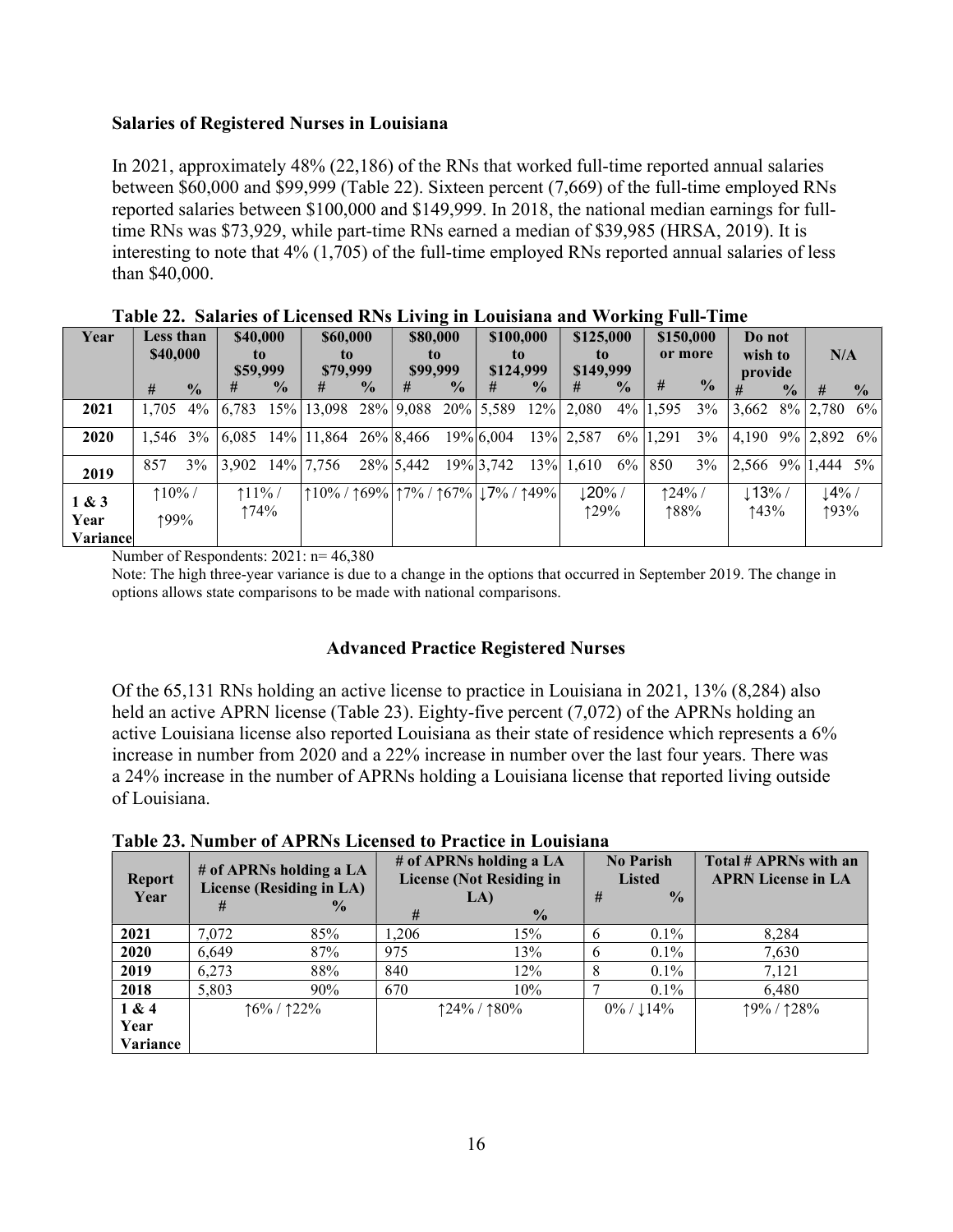### Salaries of Registered Nurses in Louisiana

In 2021, approximately 48% (22,186) of the RNs that worked full-time reported annual salaries between $60,000 and $99,999 (Table 22). Sixteen percent (7,669) of the full-time employed RNs reported salaries between $100,000 and $149,999. In 2018, the national median earnings for full-time RNs was $73,929, while part-time RNs earned a median of $39,985 (HRSA, 2019). It is interesting to note that 4% (1,705) of the full-time employed RNs reported annual salaries of less than $40,000.

**Table 22. Salaries of Licensed RNs Living in Louisiana and Working Full-Time**

| Year | Less than $40,000 | | $40,000 to $59,999 | | $60,000 to $79,999 | | $80,000 to $99,999 | | $100,000 to $124,999 | | $125,000 to $149,999 | | $150,000 or more | | Do not wish to provide | | N/A | |
|---|---|---|---|---|---|---|---|---|---|---|---|---|---|---|---|---|---|---|
| | # | % | # | % | # | % | # | % | # | % | # | % | # | % | # | % | # | % |
| 2021 | 1,705 | 4% | 6,783 | 15% | 13,098 | 28% | 9,088 | 20% | 5,589 | 12% | 2,080 | 4% | 1,595 | 3% | 3,662 | 8% | 2,780 | 6% |
| 2020 | 1,546 | 3% | 6,085 | 14% | 11,864 | 26% | 8,466 | 19% | 6,004 | 13% | 2,587 | 6% | 1,291 | 3% | 4,190 | 9% | 2,892 | 6% |
| 2019 | 857 | 3% | 3,902 | 14% | 7,756 | 28% | 5,442 | 19% | 3,742 | 13% | 1,610 | 6% | 850 | 3% | 2,566 | 9% | 1,444 | 5% |
| 1 & 3 Year Variance | ↑10% / ↑99% | | ↑11% / ↑74% | | ↑10% / ↑69% | | ↑7% / ↑67% | | ↓7% / ↑49% | | ↓20% / ↑29% | | ↑24% / ↑88% | | ↓13% / ↑43% | | ↓4% / ↑93% | |

Number of Respondents: 2021: n= 46,380

Note: The high three-year variance is due to a change in the options that occurred in September 2019. The change in options allows state comparisons to be made with national comparisons.

## Advanced Practice Registered Nurses

Of the 65,131 RNs holding an active license to practice in Louisiana in 2021, 13% (8,284) also held an active APRN license (Table 23). Eighty-five percent (7,072) of the APRNs holding an active Louisiana license also reported Louisiana as their state of residence which represents a 6% increase in number from 2020 and a 22% increase in number over the last four years. There was a 24% increase in the number of APRNs holding a Louisiana license that reported living outside of Louisiana.

**Table 23. Number of APRNs Licensed to Practice in Louisiana**

| Report Year | # of APRNs holding a LA License (Residing in LA) | | # of APRNs holding a LA License (Not Residing in LA) | | No Parish Listed | | Total # APRNs with an APRN License in LA |
|---|---|---|---|---|---|---|---|
| | # | % | # | % | # | % | |
| 2021 | 7,072 | 85% | 1,206 | 15% | 6 | 0.1% | 8,284 |
| 2020 | 6,649 | 87% | 975 | 13% | 6 | 0.1% | 7,630 |
| 2019 | 6,273 | 88% | 840 | 12% | 8 | 0.1% | 7,121 |
| 2018 | 5,803 | 90% | 670 | 10% | 7 | 0.1% | 6,480 |
| 1 & 4 Year Variance | ↑6% / ↑22% | | ↑24% / ↑80% | | 0% / ↓14% | | ↑9% / ↑28% |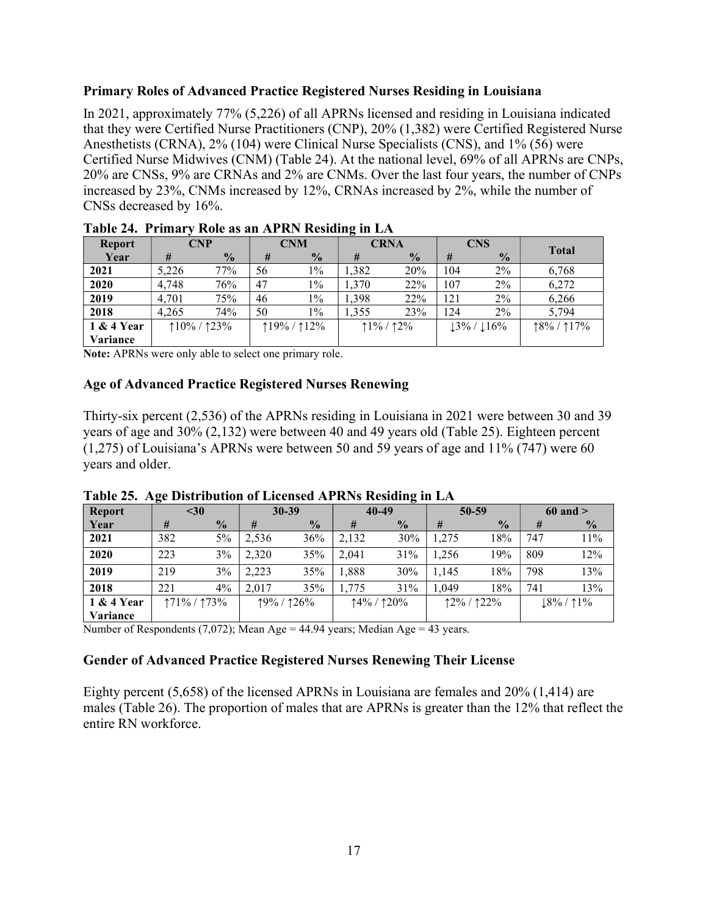### Primary Roles of Advanced Practice Registered Nurses Residing in Louisiana

In 2021, approximately 77% (5,226) of all APRNs licensed and residing in Louisiana indicated that they were Certified Nurse Practitioners (CNP), 20% (1,382) were Certified Registered Nurse Anesthetists (CRNA), 2% (104) were Clinical Nurse Specialists (CNS), and 1% (56) were Certified Nurse Midwives (CNM) (Table 24). At the national level, 69% of all APRNs are CNPs, 20% are CNSs, 9% are CRNAs and 2% are CNMs. Over the last four years, the number of CNPs increased by 23%, CNMs increased by 12%, CRNAs increased by 2%, while the number of CNSs decreased by 16%.

**Table 24. Primary Role as an APRN Residing in LA**

| Report | CNP | | CNM | | CRNA | | CNS | | Total |
|---|---|---|---|---|---|---|---|---|---|
| Year | # | % | # | % | # | % | # | % | |
| **2021** | 5,226 | 77% | 56 | 1% | 1,382 | 20% | 104 | 2% | 6,768 |
| **2020** | 4,748 | 76% | 47 | 1% | 1,370 | 22% | 107 | 2% | 6,272 |
| **2019** | 4,701 | 75% | 46 | 1% | 1,398 | 22% | 121 | 2% | 6,266 |
| **2018** | 4,265 | 74% | 50 | 1% | 1,355 | 23% | 124 | 2% | 5,794 |
| **1 & 4 Year Variance** | ↑10% / ↑23% | | ↑19% / ↑12% | | ↑1% / ↑2% | | ↓3% / ↓16% | | ↑8% / ↑17% |

**Note:** APRNs were only able to select one primary role.

### Age of Advanced Practice Registered Nurses Renewing

Thirty-six percent (2,536) of the APRNs residing in Louisiana in 2021 were between 30 and 39 years of age and 30% (2,132) were between 40 and 49 years old (Table 25). Eighteen percent (1,275) of Louisiana's APRNs were between 50 and 59 years of age and 11% (747) were 60 years and older.

**Table 25. Age Distribution of Licensed APRNs Residing in LA**

| Report | <30 | | 30-39 | | 40-49 | | 50-59 | | 60 and > | |
|---|---|---|---|---|---|---|---|---|---|---|
| Year | # | % | # | % | # | % | # | % | # | % |
| **2021** | 382 | 5% | 2,536 | 36% | 2,132 | 30% | 1,275 | 18% | 747 | 11% |
| **2020** | 223 | 3% | 2,320 | 35% | 2,041 | 31% | 1,256 | 19% | 809 | 12% |
| **2019** | 219 | 3% | 2,223 | 35% | 1,888 | 30% | 1,145 | 18% | 798 | 13% |
| **2018** | 221 | 4% | 2,017 | 35% | 1,775 | 31% | 1,049 | 18% | 741 | 13% |
| **1 & 4 Year Variance** | ↑71% / ↑73% | | ↑9% / ↑26% | | ↑4% / ↑20% | | ↑2% / ↑22% | | ↓8% / ↑1% | |

Number of Respondents (7,072); Mean Age = 44.94 years; Median Age = 43 years.

### Gender of Advanced Practice Registered Nurses Renewing Their License

Eighty percent (5,658) of the licensed APRNs in Louisiana are females and 20% (1,414) are males (Table 26). The proportion of males that are APRNs is greater than the 12% that reflect the entire RN workforce.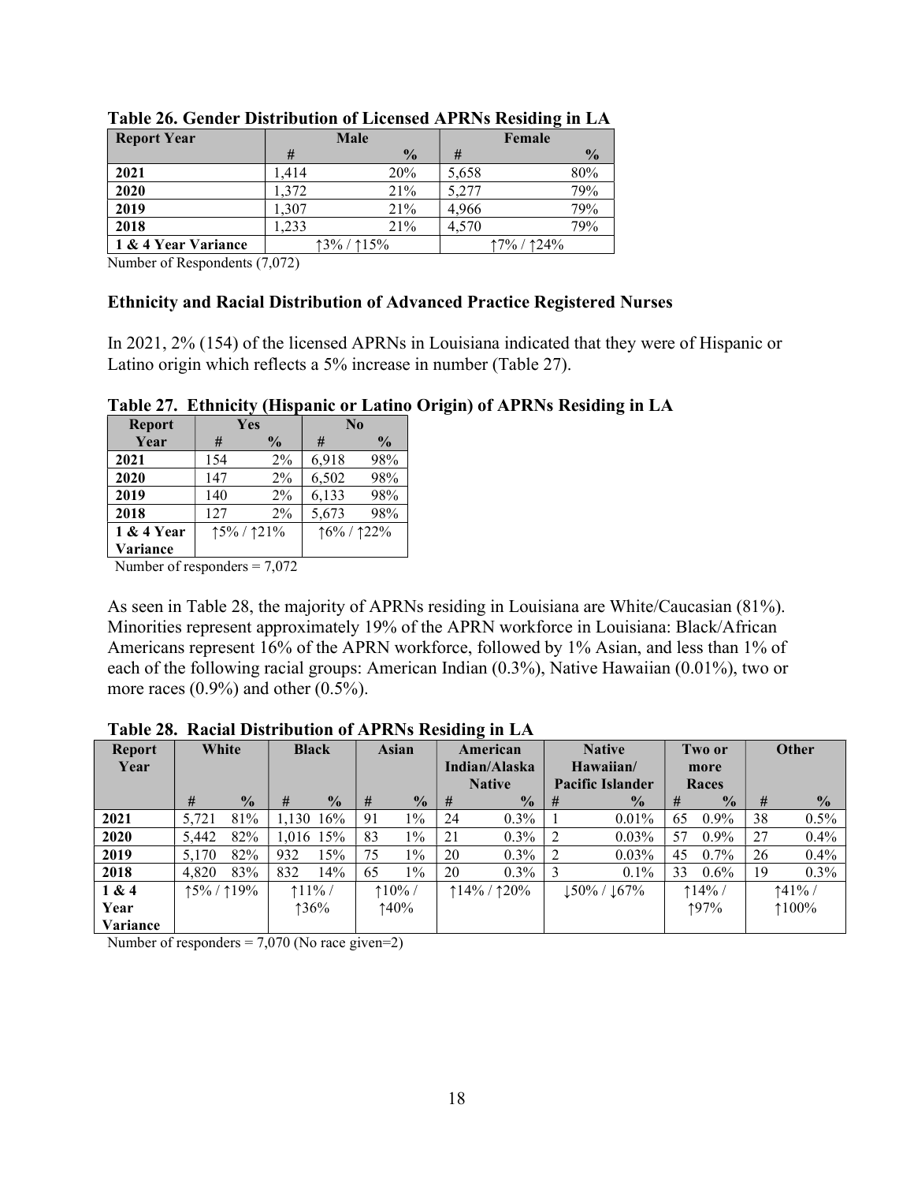**Table 26. Gender Distribution of Licensed APRNs Residing in LA**

| Report Year | Male | | Female | |
|---|---|---|---|---|
| | # | % | # | % |
| **2021** | 1,414 | 20% | 5,658 | 80% |
| **2020** | 1,372 | 21% | 5,277 | 79% |
| **2019** | 1,307 | 21% | 4,966 | 79% |
| **2018** | 1,233 | 21% | 4,570 | 79% |
| **1 & 4 Year Variance** | ↑3% / ↑15% | | ↑7% / ↑24% | |

Number of Respondents (7,072)

### Ethnicity and Racial Distribution of Advanced Practice Registered Nurses

In 2021, 2% (154) of the licensed APRNs in Louisiana indicated that they were of Hispanic or Latino origin which reflects a 5% increase in number (Table 27).

**Table 27. Ethnicity (Hispanic or Latino Origin) of APRNs Residing in LA**

| Report Year | Yes | | No | |
|---|---|---|---|---|
| | # | % | # | % |
| **2021** | 154 | 2% | 6,918 | 98% |
| **2020** | 147 | 2% | 6,502 | 98% |
| **2019** | 140 | 2% | 6,133 | 98% |
| **2018** | 127 | 2% | 5,673 | 98% |
| **1 & 4 Year Variance** | ↑5% / ↑21% | | ↑6% / ↑22% | |

Number of responders = 7,072

As seen in Table 28, the majority of APRNs residing in Louisiana are White/Caucasian (81%). Minorities represent approximately 19% of the APRN workforce in Louisiana: Black/African Americans represent 16% of the APRN workforce, followed by 1% Asian, and less than 1% of each of the following racial groups: American Indian (0.3%), Native Hawaiian (0.01%), two or more races (0.9%) and other (0.5%).

**Table 28. Racial Distribution of APRNs Residing in LA**

| Report Year | White | | Black | | Asian | | American Indian/Alaska Native | | Native Hawaiian/ Pacific Islander | | Two or more Races | | Other | |
|---|---|---|---|---|---|---|---|---|---|---|---|---|---|---|
| | # | % | # | % | # | % | # | % | # | % | # | % | # | % |
| **2021** | 5,721 | 81% | 1,130 | 16% | 91 | 1% | 24 | 0.3% | 1 | 0.01% | 65 | 0.9% | 38 | 0.5% |
| **2020** | 5,442 | 82% | 1,016 | 15% | 83 | 1% | 21 | 0.3% | 2 | 0.03% | 57 | 0.9% | 27 | 0.4% |
| **2019** | 5,170 | 82% | 932 | 15% | 75 | 1% | 20 | 0.3% | 2 | 0.03% | 45 | 0.7% | 26 | 0.4% |
| **2018** | 4,820 | 83% | 832 | 14% | 65 | 1% | 20 | 0.3% | 3 | 0.1% | 33 | 0.6% | 19 | 0.3% |
| **1 & 4 Year Variance** | ↑5% / ↑19% | | ↑11% / ↑36% | | ↑10% / ↑40% | | ↑14% / ↑20% | | ↓50% / ↓67% | | ↑14% / ↑97% | | ↑41% / ↑100% | |

Number of responders = 7,070 (No race given=2)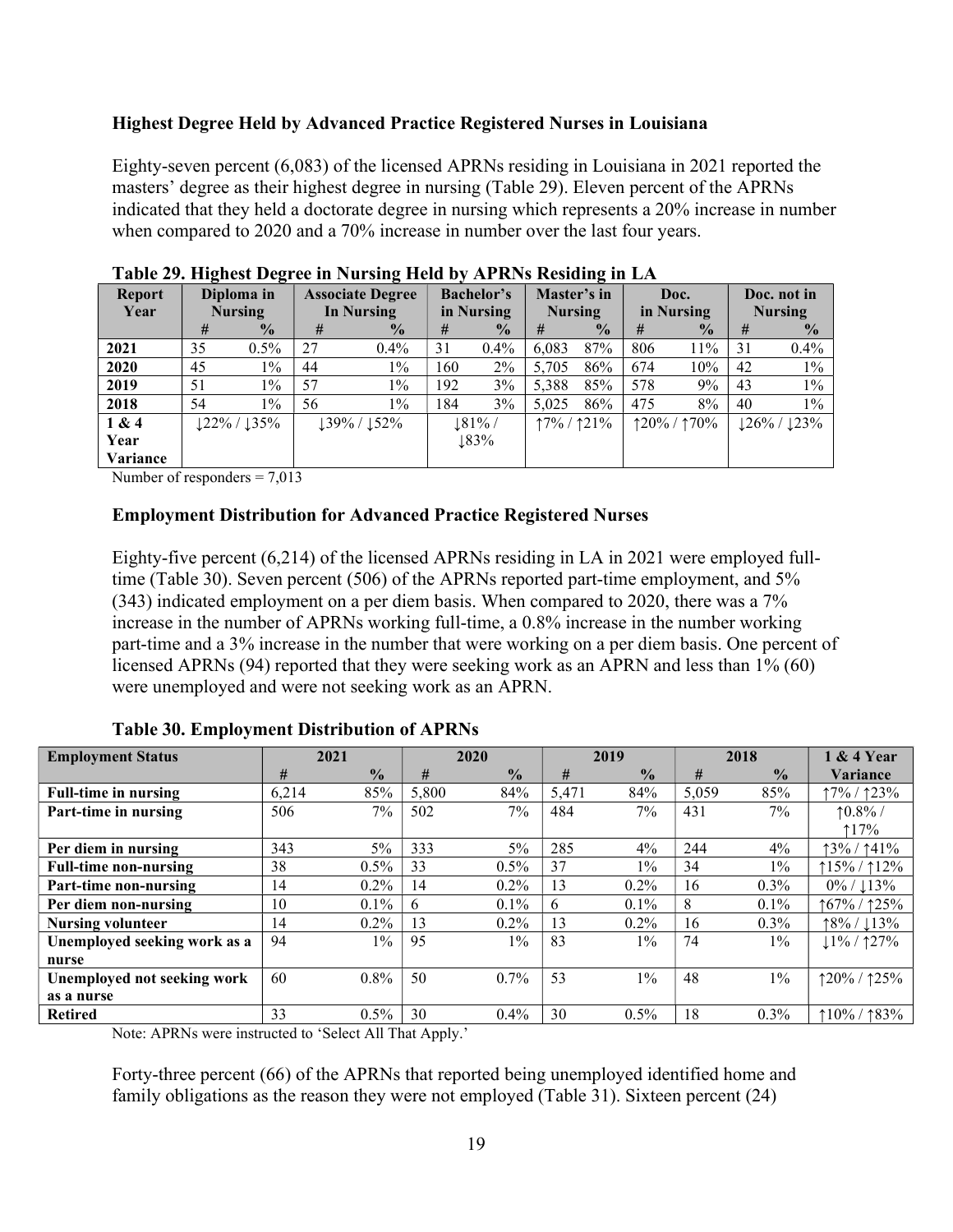### Highest Degree Held by Advanced Practice Registered Nurses in Louisiana

Eighty-seven percent (6,083) of the licensed APRNs residing in Louisiana in 2021 reported the masters' degree as their highest degree in nursing (Table 29). Eleven percent of the APRNs indicated that they held a doctorate degree in nursing which represents a 20% increase in number when compared to 2020 and a 70% increase in number over the last four years.

**Table 29. Highest Degree in Nursing Held by APRNs Residing in LA**

| Report Year | Diploma in Nursing | | Associate Degree In Nursing | | Bachelor's in Nursing | | Master's in Nursing | | Doc. in Nursing | | Doc. not in Nursing | |
|---|---|---|---|---|---|---|---|---|---|---|---|---|
| | # | % | # | % | # | % | # | % | # | % | # | % |
| **2021** | 35 | 0.5% | 27 | 0.4% | 31 | 0.4% | 6,083 | 87% | 806 | 11% | 31 | 0.4% |
| **2020** | 45 | 1% | 44 | 1% | 160 | 2% | 5,705 | 86% | 674 | 10% | 42 | 1% |
| **2019** | 51 | 1% | 57 | 1% | 192 | 3% | 5,388 | 85% | 578 | 9% | 43 | 1% |
| **2018** | 54 | 1% | 56 | 1% | 184 | 3% | 5,025 | 86% | 475 | 8% | 40 | 1% |
| **1 & 4 Year Variance** | ↓22% / ↓35% | | ↓39% / ↓52% | | ↓81% / ↓83% | | ↑7% / ↑21% | | ↑20% / ↑70% | | ↓26% / ↓23% | |

Number of responders = 7,013

### Employment Distribution for Advanced Practice Registered Nurses

Eighty-five percent (6,214) of the licensed APRNs residing in LA in 2021 were employed full-time (Table 30). Seven percent (506) of the APRNs reported part-time employment, and 5% (343) indicated employment on a per diem basis. When compared to 2020, there was a 7% increase in the number of APRNs working full-time, a 0.8% increase in the number working part-time and a 3% increase in the number that were working on a per diem basis. One percent of licensed APRNs (94) reported that they were seeking work as an APRN and less than 1% (60) were unemployed and were not seeking work as an APRN.

**Table 30. Employment Distribution of APRNs**

| Employment Status | 2021 | | 2020 | | 2019 | | 2018 | | 1 & 4 Year Variance |
|---|---|---|---|---|---|---|---|---|---|
| | # | % | # | % | # | % | # | % | |
| **Full-time in nursing** | 6,214 | 85% | 5,800 | 84% | 5,471 | 84% | 5,059 | 85% | ↑7% / ↑23% |
| **Part-time in nursing** | 506 | 7% | 502 | 7% | 484 | 7% | 431 | 7% | ↑0.8% / ↑17% |
| **Per diem in nursing** | 343 | 5% | 333 | 5% | 285 | 4% | 244 | 4% | ↑3% / ↑41% |
| **Full-time non-nursing** | 38 | 0.5% | 33 | 0.5% | 37 | 1% | 34 | 1% | ↑15% / ↑12% |
| **Part-time non-nursing** | 14 | 0.2% | 14 | 0.2% | 13 | 0.2% | 16 | 0.3% | 0% / ↓13% |
| **Per diem non-nursing** | 10 | 0.1% | 6 | 0.1% | 6 | 0.1% | 8 | 0.1% | ↑67% / ↑25% |
| **Nursing volunteer** | 14 | 0.2% | 13 | 0.2% | 13 | 0.2% | 16 | 0.3% | ↑8% / ↓13% |
| **Unemployed seeking work as a nurse** | 94 | 1% | 95 | 1% | 83 | 1% | 74 | 1% | ↓1% / ↑27% |
| **Unemployed not seeking work as a nurse** | 60 | 0.8% | 50 | 0.7% | 53 | 1% | 48 | 1% | ↑20% / ↑25% |
| **Retired** | 33 | 0.5% | 30 | 0.4% | 30 | 0.5% | 18 | 0.3% | ↑10% / ↑83% |

Note: APRNs were instructed to 'Select All That Apply.'

Forty-three percent (66) of the APRNs that reported being unemployed identified home and family obligations as the reason they were not employed (Table 31). Sixteen percent (24)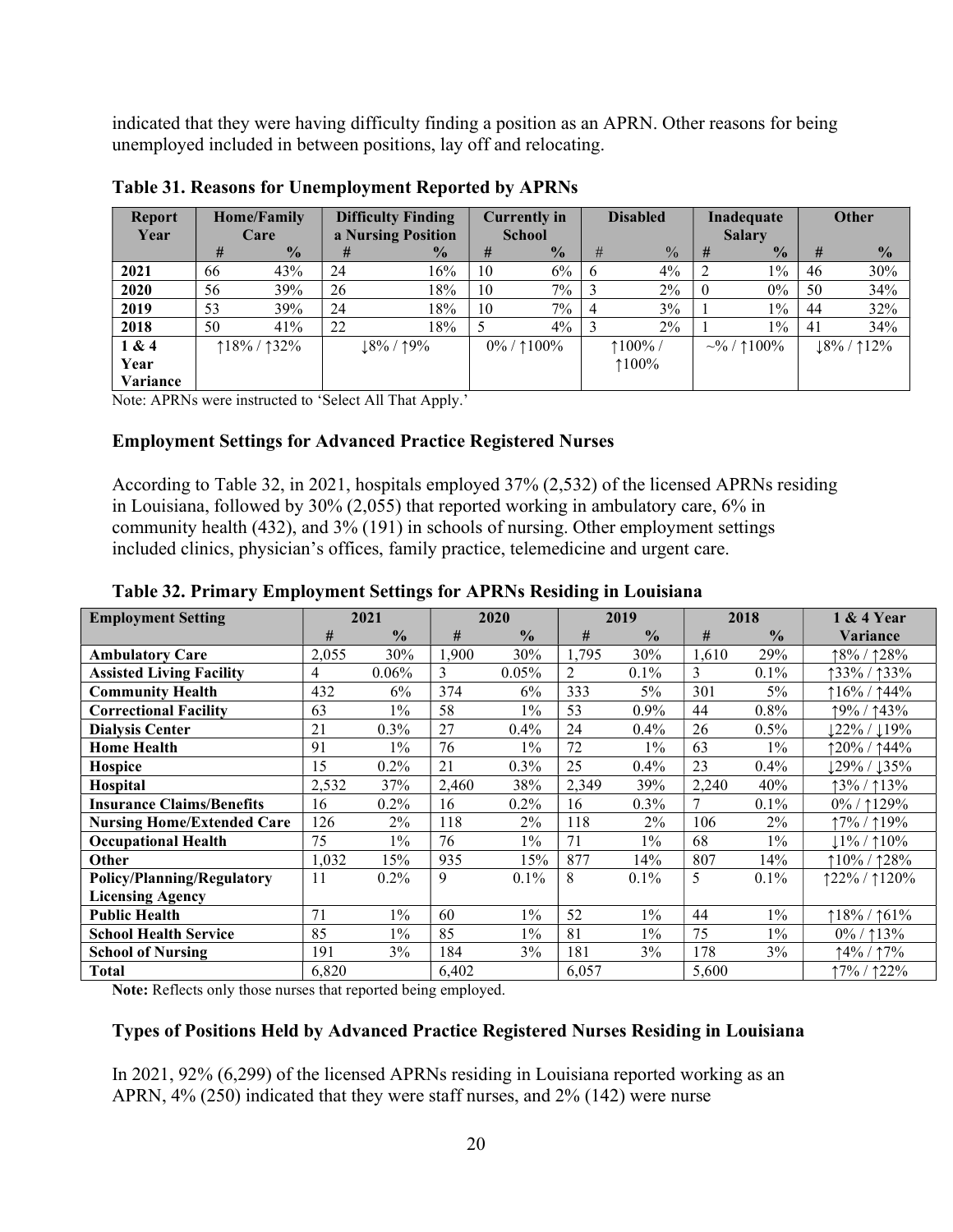indicated that they were having difficulty finding a position as an APRN. Other reasons for being unemployed included in between positions, lay off and relocating.

**Table 31. Reasons for Unemployment Reported by APRNs**

| Report Year | Home/Family Care | | Difficulty Finding a Nursing Position | | Currently in School | | Disabled | | Inadequate Salary | | Other | |
|---|---|---|---|---|---|---|---|---|---|---|---|---|
| | # | % | # | % | # | % | # | % | # | % | # | % |
| **2021** | 66 | 43% | 24 | 16% | 10 | 6% | 6 | 4% | 2 | 1% | 46 | 30% |
| **2020** | 56 | 39% | 26 | 18% | 10 | 7% | 3 | 2% | 0 | 0% | 50 | 34% |
| **2019** | 53 | 39% | 24 | 18% | 10 | 7% | 4 | 3% | 1 | 1% | 44 | 32% |
| **2018** | 50 | 41% | 22 | 18% | 5 | 4% | 3 | 2% | 1 | 1% | 41 | 34% |
| **1 & 4 Year Variance** | ↑18% / ↑32% | | ↓8% / ↑9% | | 0% / ↑100% | | ↑100% / ↑100% | | ~% / ↑100% | | ↓8% / ↑12% | |

Note: APRNs were instructed to 'Select All That Apply.'

### Employment Settings for Advanced Practice Registered Nurses

According to Table 32, in 2021, hospitals employed 37% (2,532) of the licensed APRNs residing in Louisiana, followed by 30% (2,055) that reported working in ambulatory care, 6% in community health (432), and 3% (191) in schools of nursing. Other employment settings included clinics, physician's offices, family practice, telemedicine and urgent care.

**Table 32. Primary Employment Settings for APRNs Residing in Louisiana**

| Employment Setting | 2021 | | 2020 | | 2019 | | 2018 | | 1 & 4 Year Variance |
|---|---|---|---|---|---|---|---|---|---|
| | # | % | # | % | # | % | # | % | |
| **Ambulatory Care** | 2,055 | 30% | 1,900 | 30% | 1,795 | 30% | 1,610 | 29% | ↑8% / ↑28% |
| **Assisted Living Facility** | 4 | 0.06% | 3 | 0.05% | 2 | 0.1% | 3 | 0.1% | ↑33% / ↑33% |
| **Community Health** | 432 | 6% | 374 | 6% | 333 | 5% | 301 | 5% | ↑16% / ↑44% |
| **Correctional Facility** | 63 | 1% | 58 | 1% | 53 | 0.9% | 44 | 0.8% | ↑9% / ↑43% |
| **Dialysis Center** | 21 | 0.3% | 27 | 0.4% | 24 | 0.4% | 26 | 0.5% | ↓22% / ↓19% |
| **Home Health** | 91 | 1% | 76 | 1% | 72 | 1% | 63 | 1% | ↑20% / ↑44% |
| **Hospice** | 15 | 0.2% | 21 | 0.3% | 25 | 0.4% | 23 | 0.4% | ↓29% / ↓35% |
| **Hospital** | 2,532 | 37% | 2,460 | 38% | 2,349 | 39% | 2,240 | 40% | ↑3% / ↑13% |
| **Insurance Claims/Benefits** | 16 | 0.2% | 16 | 0.2% | 16 | 0.3% | 7 | 0.1% | 0% / ↑129% |
| **Nursing Home/Extended Care** | 126 | 2% | 118 | 2% | 118 | 2% | 106 | 2% | ↑7% / ↑19% |
| **Occupational Health** | 75 | 1% | 76 | 1% | 71 | 1% | 68 | 1% | ↓1% / ↑10% |
| **Other** | 1,032 | 15% | 935 | 15% | 877 | 14% | 807 | 14% | ↑10% / ↑28% |
| **Policy/Planning/Regulatory Licensing Agency** | 11 | 0.2% | 9 | 0.1% | 8 | 0.1% | 5 | 0.1% | ↑22% / ↑120% |
| **Public Health** | 71 | 1% | 60 | 1% | 52 | 1% | 44 | 1% | ↑18% / ↑61% |
| **School Health Service** | 85 | 1% | 85 | 1% | 81 | 1% | 75 | 1% | 0% / ↑13% |
| **School of Nursing** | 191 | 3% | 184 | 3% | 181 | 3% | 178 | 3% | ↑4% / ↑7% |
| **Total** | 6,820 | | 6,402 | | 6,057 | | 5,600 | | ↑7% / ↑22% |

**Note:** Reflects only those nurses that reported being employed.

### Types of Positions Held by Advanced Practice Registered Nurses Residing in Louisiana

In 2021, 92% (6,299) of the licensed APRNs residing in Louisiana reported working as an APRN, 4% (250) indicated that they were staff nurses, and 2% (142) were nurse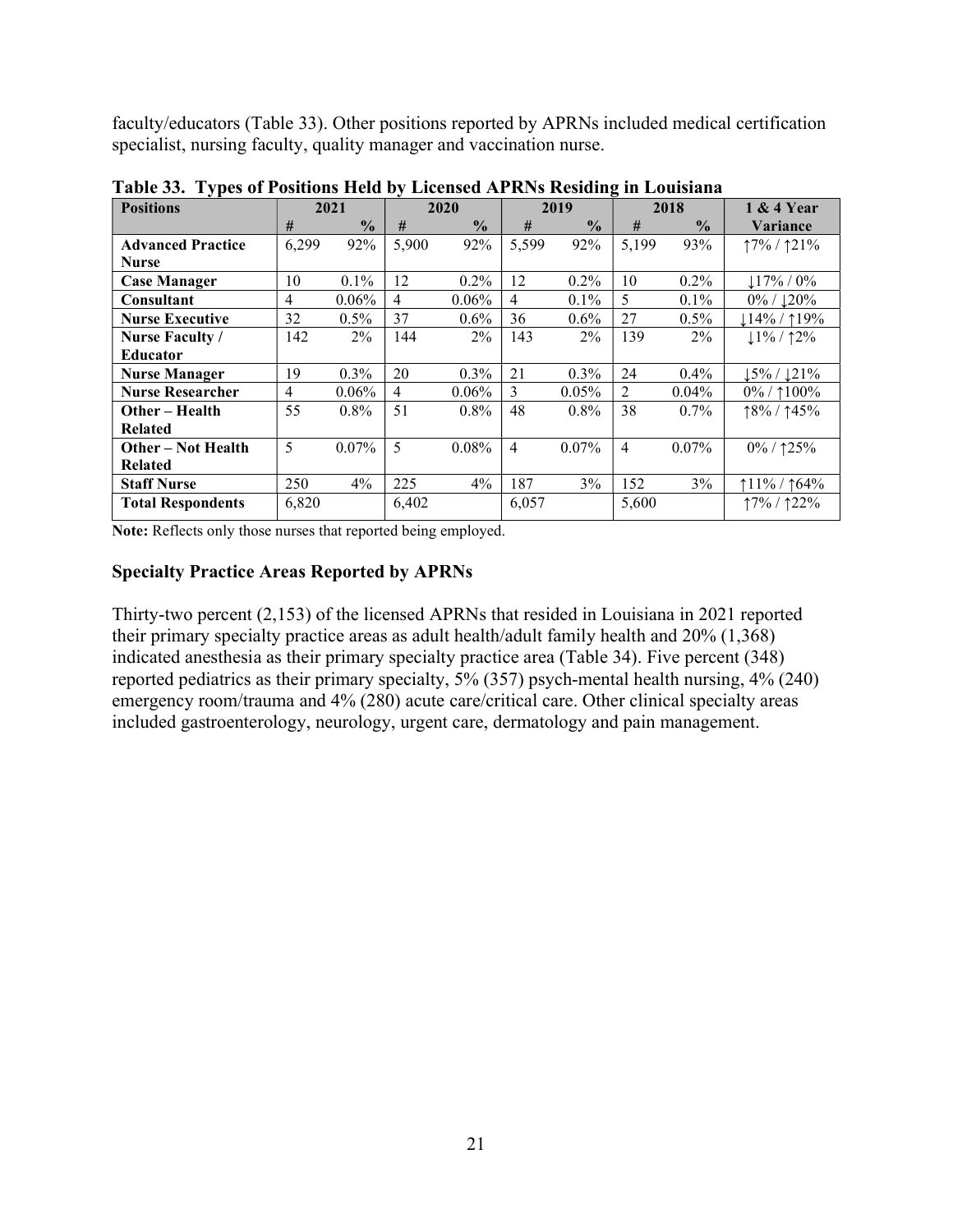faculty/educators (Table 33). Other positions reported by APRNs included medical certification specialist, nursing faculty, quality manager and vaccination nurse.

**Table 33. Types of Positions Held by Licensed APRNs Residing in Louisiana**

| Positions | 2021 | | 2020 | | 2019 | | 2018 | | 1 & 4 Year |
|---|---|---|---|---|---|---|---|---|---|
| | # | % | # | % | # | % | # | % | Variance |
| **Advanced Practice Nurse** | 6,299 | 92% | 5,900 | 92% | 5,599 | 92% | 5,199 | 93% | ↑7% / ↑21% |
| **Case Manager** | 10 | 0.1% | 12 | 0.2% | 12 | 0.2% | 10 | 0.2% | ↓17% / 0% |
| **Consultant** | 4 | 0.06% | 4 | 0.06% | 4 | 0.1% | 5 | 0.1% | 0% / ↓20% |
| **Nurse Executive** | 32 | 0.5% | 37 | 0.6% | 36 | 0.6% | 27 | 0.5% | ↓14% / ↑19% |
| **Nurse Faculty / Educator** | 142 | 2% | 144 | 2% | 143 | 2% | 139 | 2% | ↓1% / ↑2% |
| **Nurse Manager** | 19 | 0.3% | 20 | 0.3% | 21 | 0.3% | 24 | 0.4% | ↓5% / ↓21% |
| **Nurse Researcher** | 4 | 0.06% | 4 | 0.06% | 3 | 0.05% | 2 | 0.04% | 0% / ↑100% |
| **Other – Health Related** | 55 | 0.8% | 51 | 0.8% | 48 | 0.8% | 38 | 0.7% | ↑8% / ↑45% |
| **Other – Not Health Related** | 5 | 0.07% | 5 | 0.08% | 4 | 0.07% | 4 | 0.07% | 0% / ↑25% |
| **Staff Nurse** | 250 | 4% | 225 | 4% | 187 | 3% | 152 | 3% | ↑11% / ↑64% |
| **Total Respondents** | 6,820 | | 6,402 | | 6,057 | | 5,600 | | ↑7% / ↑22% |

**Note:** Reflects only those nurses that reported being employed.

### Specialty Practice Areas Reported by APRNs

Thirty-two percent (2,153) of the licensed APRNs that resided in Louisiana in 2021 reported their primary specialty practice areas as adult health/adult family health and 20% (1,368) indicated anesthesia as their primary specialty practice area (Table 34). Five percent (348) reported pediatrics as their primary specialty, 5% (357) psych-mental health nursing, 4% (240) emergency room/trauma and 4% (280) acute care/critical care. Other clinical specialty areas included gastroenterology, neurology, urgent care, dermatology and pain management.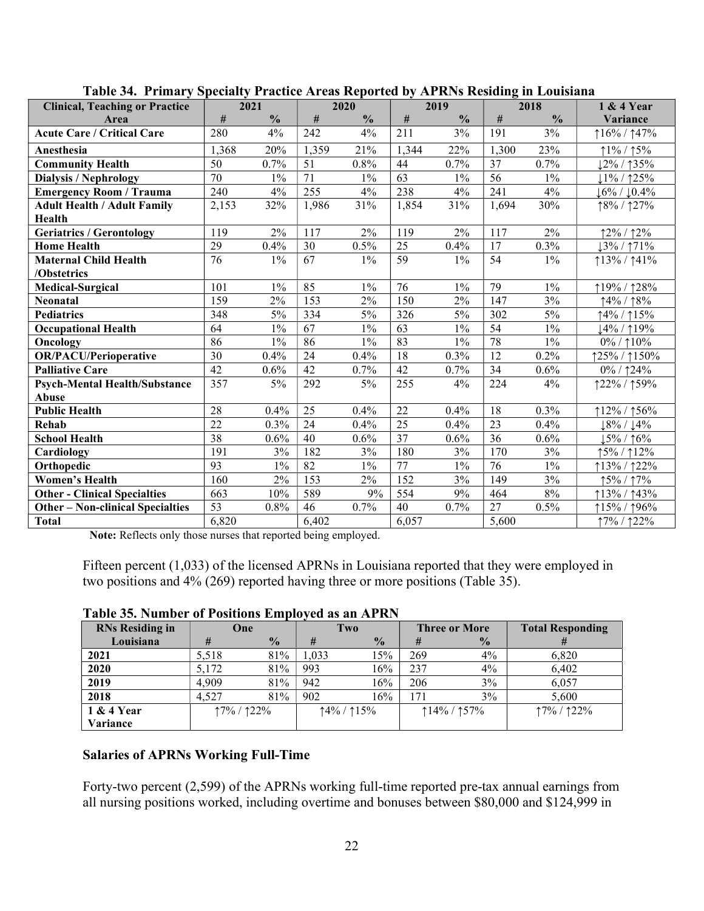**Table 34. Primary Specialty Practice Areas Reported by APRNs Residing in Louisiana**

| Clinical, Teaching or Practice Area | 2021 | | 2020 | | 2019 | | 2018 | | 1 & 4 Year Variance |
|---|---|---|---|---|---|---|---|---|---|
| | # | % | # | % | # | % | # | % | |
| **Acute Care / Critical Care** | 280 | 4% | 242 | 4% | 211 | 3% | 191 | 3% | ↑16% / ↑47% |
| **Anesthesia** | 1,368 | 20% | 1,359 | 21% | 1,344 | 22% | 1,300 | 23% | ↑1% / ↑5% |
| **Community Health** | 50 | 0.7% | 51 | 0.8% | 44 | 0.7% | 37 | 0.7% | ↓2% / ↑35% |
| **Dialysis / Nephrology** | 70 | 1% | 71 | 1% | 63 | 1% | 56 | 1% | ↓1% / ↑25% |
| **Emergency Room / Trauma** | 240 | 4% | 255 | 4% | 238 | 4% | 241 | 4% | ↓6% / ↓0.4% |
| **Adult Health / Adult Family Health** | 2,153 | 32% | 1,986 | 31% | 1,854 | 31% | 1,694 | 30% | ↑8% / ↑27% |
| **Geriatrics / Gerontology** | 119 | 2% | 117 | 2% | 119 | 2% | 117 | 2% | ↑2% / ↑2% |
| **Home Health** | 29 | 0.4% | 30 | 0.5% | 25 | 0.4% | 17 | 0.3% | ↓3% / ↑71% |
| **Maternal Child Health /Obstetrics** | 76 | 1% | 67 | 1% | 59 | 1% | 54 | 1% | ↑13% / ↑41% |
| **Medical-Surgical** | 101 | 1% | 85 | 1% | 76 | 1% | 79 | 1% | ↑19% / ↑28% |
| **Neonatal** | 159 | 2% | 153 | 2% | 150 | 2% | 147 | 3% | ↑4% / ↑8% |
| **Pediatrics** | 348 | 5% | 334 | 5% | 326 | 5% | 302 | 5% | ↑4% / ↑15% |
| **Occupational Health** | 64 | 1% | 67 | 1% | 63 | 1% | 54 | 1% | ↓4% / ↑19% |
| **Oncology** | 86 | 1% | 86 | 1% | 83 | 1% | 78 | 1% | 0% / ↑10% |
| **OR/PACU/Perioperative** | 30 | 0.4% | 24 | 0.4% | 18 | 0.3% | 12 | 0.2% | ↑25% / ↑150% |
| **Palliative Care** | 42 | 0.6% | 42 | 0.7% | 42 | 0.7% | 34 | 0.6% | 0% / ↑24% |
| **Psych-Mental Health/Substance Abuse** | 357 | 5% | 292 | 5% | 255 | 4% | 224 | 4% | ↑22% / ↑59% |
| **Public Health** | 28 | 0.4% | 25 | 0.4% | 22 | 0.4% | 18 | 0.3% | ↑12% / ↑56% |
| **Rehab** | 22 | 0.3% | 24 | 0.4% | 25 | 0.4% | 23 | 0.4% | ↓8% / ↓4% |
| **School Health** | 38 | 0.6% | 40 | 0.6% | 37 | 0.6% | 36 | 0.6% | ↓5% / ↑6% |
| **Cardiology** | 191 | 3% | 182 | 3% | 180 | 3% | 170 | 3% | ↑5% / ↑12% |
| **Orthopedic** | 93 | 1% | 82 | 1% | 77 | 1% | 76 | 1% | ↑13% / ↑22% |
| **Women's Health** | 160 | 2% | 153 | 2% | 152 | 3% | 149 | 3% | ↑5% / ↑7% |
| **Other - Clinical Specialties** | 663 | 10% | 589 | 9% | 554 | 9% | 464 | 8% | ↑13% / ↑43% |
| **Other – Non-clinical Specialties** | 53 | 0.8% | 46 | 0.7% | 40 | 0.7% | 27 | 0.5% | ↑15% / ↑96% |
| **Total** | 6,820 | | 6,402 | | 6,057 | | 5,600 | | ↑7% / ↑22% |

**Note:** Reflects only those nurses that reported being employed.

Fifteen percent (1,033) of the licensed APRNs in Louisiana reported that they were employed in two positions and 4% (269) reported having three or more positions (Table 35).

**Table 35. Number of Positions Employed as an APRN**

| RNs Residing in Louisiana | One | | Two | | Three or More | | Total Responding |
|---|---|---|---|---|---|---|---|
| | # | % | # | % | # | % | # |
| **2021** | 5,518 | 81% | 1,033 | 15% | 269 | 4% | 6,820 |
| **2020** | 5,172 | 81% | 993 | 16% | 237 | 4% | 6,402 |
| **2019** | 4,909 | 81% | 942 | 16% | 206 | 3% | 6,057 |
| **2018** | 4,527 | 81% | 902 | 16% | 171 | 3% | 5,600 |
| **1 & 4 Year Variance** | ↑7% / ↑22% | | ↑4% / ↑15% | | ↑14% / ↑57% | | ↑7% / ↑22% |

### Salaries of APRNs Working Full-Time

Forty-two percent (2,599) of the APRNs working full-time reported pre-tax annual earnings from all nursing positions worked, including overtime and bonuses between $80,000 and $124,999 in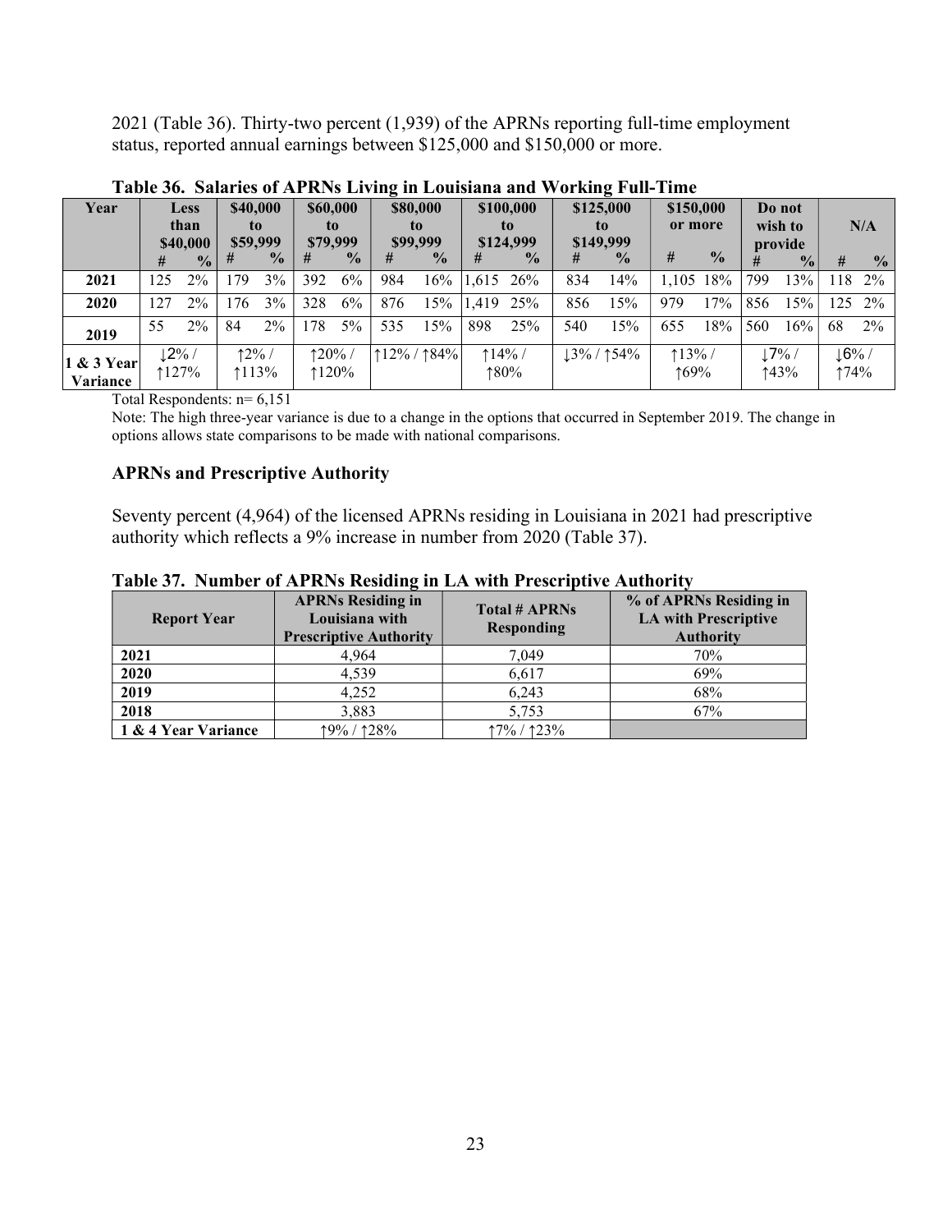2021 (Table 36). Thirty-two percent (1,939) of the APRNs reporting full-time employment status, reported annual earnings between $125,000 and $150,000 or more.

**Table 36. Salaries of APRNs Living in Louisiana and Working Full-Time**

| Year | Less than $40,000 | | $40,000 to $59,999 | | $60,000 to $79,999 | | $80,000 to $99,999 | | $100,000 to $124,999 | | $125,000 to $149,999 | | $150,000 or more | | Do not wish to provide | | N/A | |
|---|---|---|---|---|---|---|---|---|---|---|---|---|---|---|---|---|---|---|
| | # | % | # | % | # | % | # | % | # | % | # | % | # | % | # | % | # | % |
| **2021** | 125 | 2% | 179 | 3% | 392 | 6% | 984 | 16% | 1,615 | 26% | 834 | 14% | 1,105 | 18% | 799 | 13% | 118 | 2% |
| **2020** | 127 | 2% | 176 | 3% | 328 | 6% | 876 | 15% | 1,419 | 25% | 856 | 15% | 979 | 17% | 856 | 15% | 125 | 2% |
| **2019** | 55 | 2% | 84 | 2% | 178 | 5% | 535 | 15% | 898 | 25% | 540 | 15% | 655 | 18% | 560 | 16% | 68 | 2% |
| **1 & 3 Year Variance** | ↓2% / ↑127% | | ↑2% / ↑113% | | ↑20% / ↑120% | | ↑12% / ↑84% | | ↑14% / ↑80% | | ↓3% / ↑54% | | ↑13% / ↑69% | | ↓7% / ↑43% | | ↓6% / ↑74% | |

Total Respondents: n= 6,151

Note: The high three-year variance is due to a change in the options that occurred in September 2019. The change in options allows state comparisons to be made with national comparisons.

### APRNs and Prescriptive Authority

Seventy percent (4,964) of the licensed APRNs residing in Louisiana in 2021 had prescriptive authority which reflects a 9% increase in number from 2020 (Table 37).

**Table 37. Number of APRNs Residing in LA with Prescriptive Authority**

| Report Year | APRNs Residing in Louisiana with Prescriptive Authority | Total # APRNs Responding | % of APRNs Residing in LA with Prescriptive Authority |
|---|---|---|---|
| **2021** | 4,964 | 7,049 | 70% |
| **2020** | 4,539 | 6,617 | 69% |
| **2019** | 4,252 | 6,243 | 68% |
| **2018** | 3,883 | 5,753 | 67% |
| **1 & 4 Year Variance** | ↑9% / ↑28% | ↑7% / ↑23% | |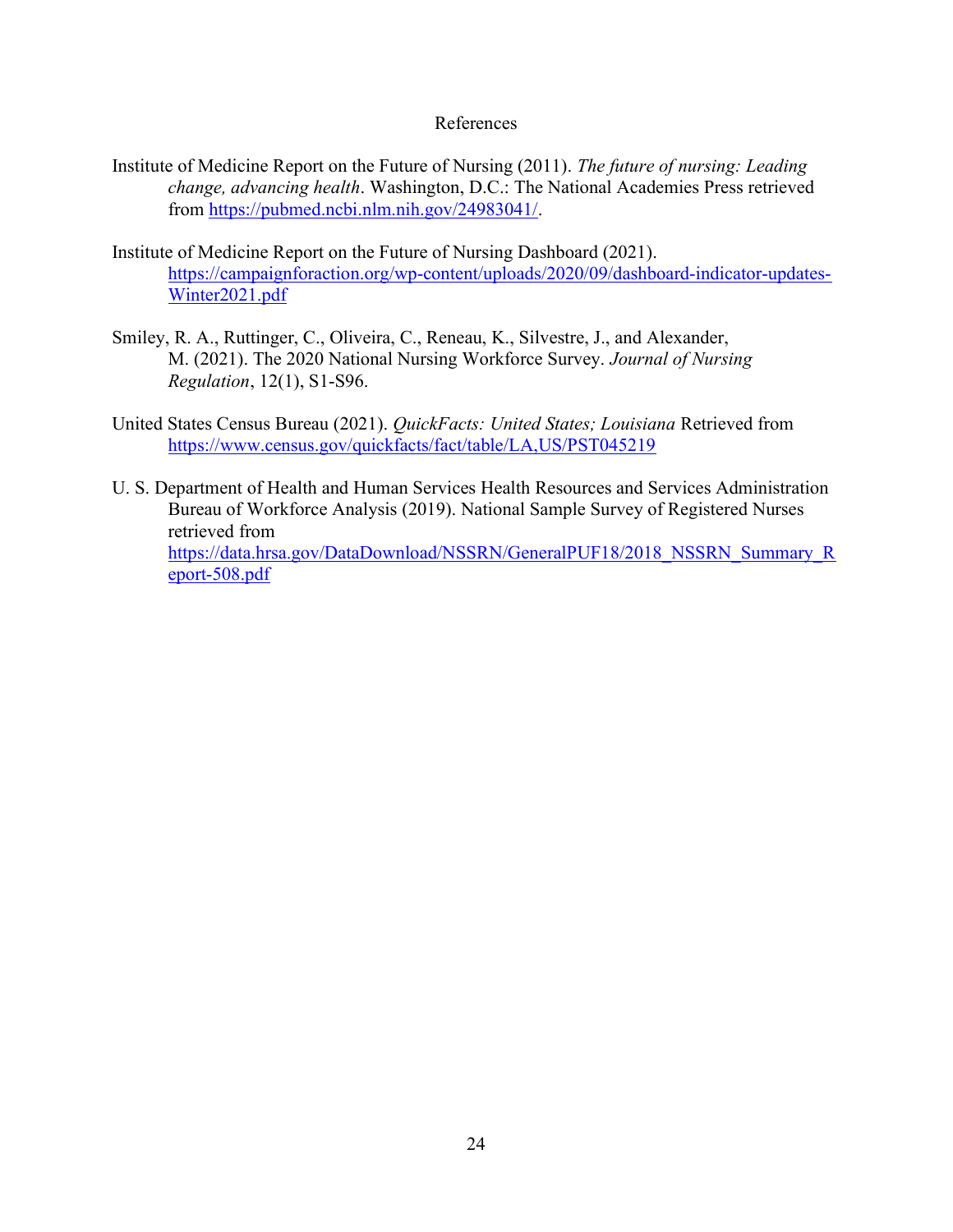# References

Institute of Medicine Report on the Future of Nursing (2011). *The future of nursing: Leading change, advancing health*. Washington, D.C.: The National Academies Press retrieved from https://pubmed.ncbi.nlm.nih.gov/24983041/.

Institute of Medicine Report on the Future of Nursing Dashboard (2021). https://campaignforaction.org/wp-content/uploads/2020/09/dashboard-indicator-updates-Winter2021.pdf

Smiley, R. A., Ruttinger, C., Oliveira, C., Reneau, K., Silvestre, J., and Alexander, M. (2021). The 2020 National Nursing Workforce Survey. *Journal of Nursing Regulation*, 12(1), S1-S96.

United States Census Bureau (2021). *QuickFacts: United States; Louisiana* Retrieved from https://www.census.gov/quickfacts/fact/table/LA,US/PST045219

U. S. Department of Health and Human Services Health Resources and Services Administration Bureau of Workforce Analysis (2019). National Sample Survey of Registered Nurses retrieved from https://data.hrsa.gov/DataDownload/NSSRN/GeneralPUF18/2018_NSSRN_Summary_Report-508.pdf